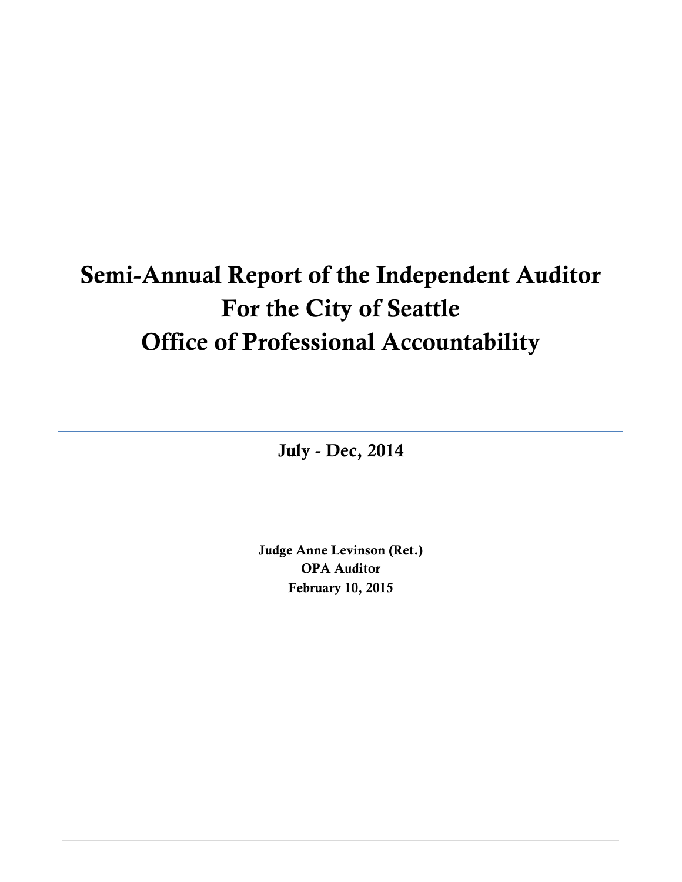# Semi-Annual Report of the Independent Auditor For the City of Seattle Office of Professional Accountability

---

**July - Dec, 2014**

**Judge Anne Levinson (Ret.)**
**OPA Auditor**
**February 10, 2015**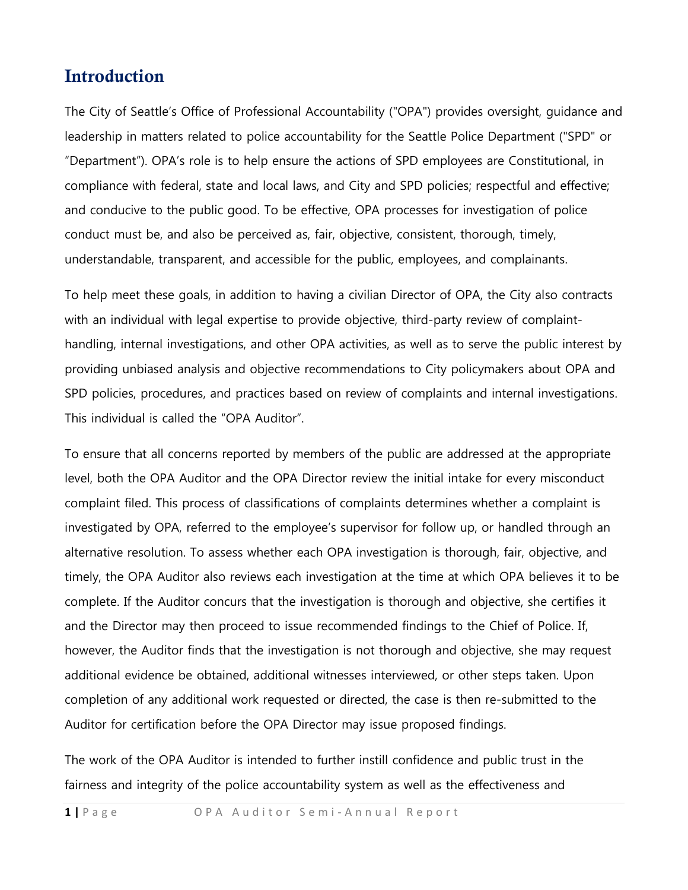# Introduction

The City of Seattle's Office of Professional Accountability ("OPA") provides oversight, guidance and leadership in matters related to police accountability for the Seattle Police Department ("SPD" or "Department"). OPA's role is to help ensure the actions of SPD employees are Constitutional, in compliance with federal, state and local laws, and City and SPD policies; respectful and effective; and conducive to the public good. To be effective, OPA processes for investigation of police conduct must be, and also be perceived as, fair, objective, consistent, thorough, timely, understandable, transparent, and accessible for the public, employees, and complainants.

To help meet these goals, in addition to having a civilian Director of OPA, the City also contracts with an individual with legal expertise to provide objective, third-party review of complaint-handling, internal investigations, and other OPA activities, as well as to serve the public interest by providing unbiased analysis and objective recommendations to City policymakers about OPA and SPD policies, procedures, and practices based on review of complaints and internal investigations. This individual is called the "OPA Auditor".

To ensure that all concerns reported by members of the public are addressed at the appropriate level, both the OPA Auditor and the OPA Director review the initial intake for every misconduct complaint filed. This process of classifications of complaints determines whether a complaint is investigated by OPA, referred to the employee's supervisor for follow up, or handled through an alternative resolution. To assess whether each OPA investigation is thorough, fair, objective, and timely, the OPA Auditor also reviews each investigation at the time at which OPA believes it to be complete. If the Auditor concurs that the investigation is thorough and objective, she certifies it and the Director may then proceed to issue recommended findings to the Chief of Police. If, however, the Auditor finds that the investigation is not thorough and objective, she may request additional evidence be obtained, additional witnesses interviewed, or other steps taken. Upon completion of any additional work requested or directed, the case is then re-submitted to the Auditor for certification before the OPA Director may issue proposed findings.

The work of the OPA Auditor is intended to further instill confidence and public trust in the fairness and integrity of the police accountability system as well as the effectiveness and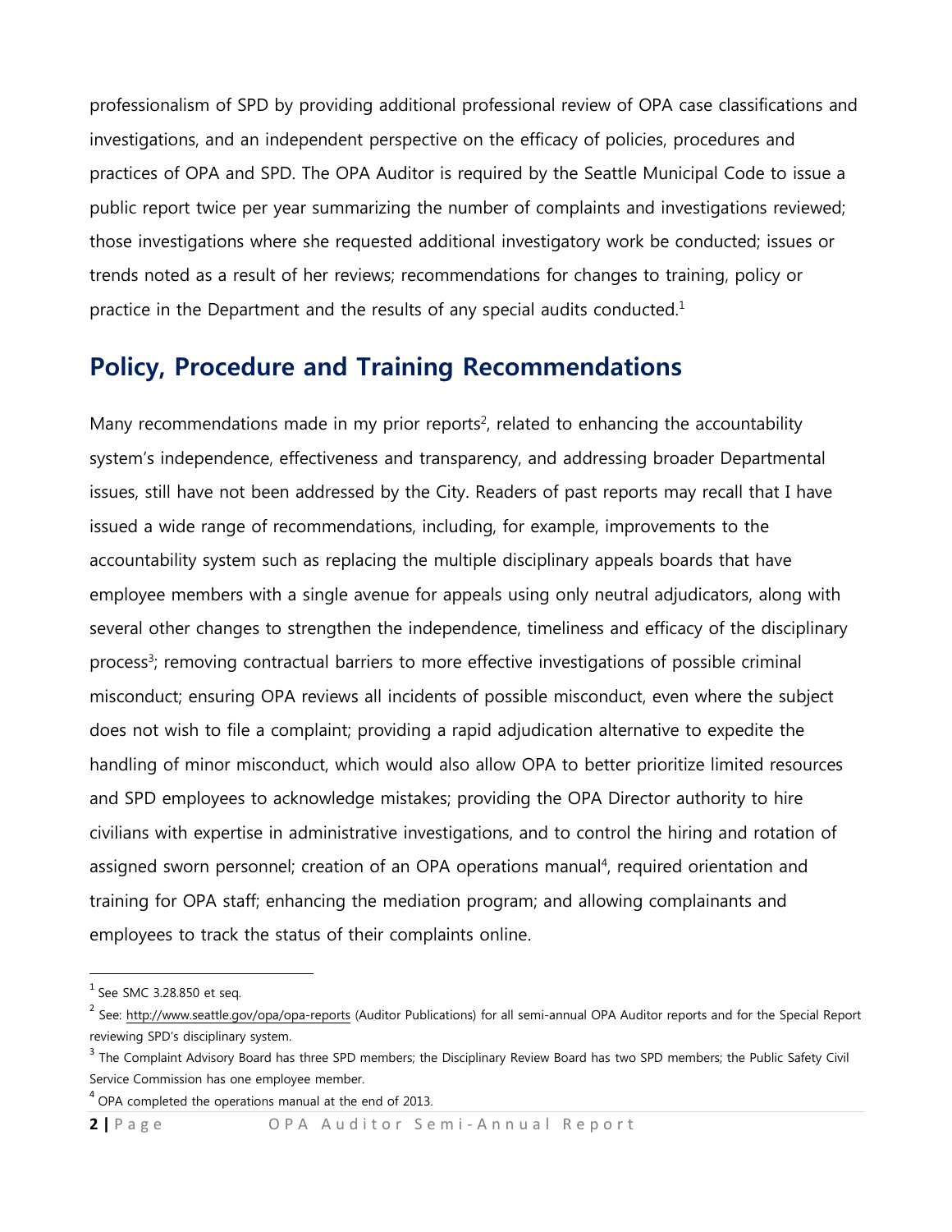professionalism of SPD by providing additional professional review of OPA case classifications and investigations, and an independent perspective on the efficacy of policies, procedures and practices of OPA and SPD. The OPA Auditor is required by the Seattle Municipal Code to issue a public report twice per year summarizing the number of complaints and investigations reviewed; those investigations where she requested additional investigatory work be conducted; issues or trends noted as a result of her reviews; recommendations for changes to training, policy or practice in the Department and the results of any special audits conducted.[1]

## Policy, Procedure and Training Recommendations

Many recommendations made in my prior reports[2], related to enhancing the accountability system's independence, effectiveness and transparency, and addressing broader Departmental issues, still have not been addressed by the City. Readers of past reports may recall that I have issued a wide range of recommendations, including, for example, improvements to the accountability system such as replacing the multiple disciplinary appeals boards that have employee members with a single avenue for appeals using only neutral adjudicators, along with several other changes to strengthen the independence, timeliness and efficacy of the disciplinary process[3]; removing contractual barriers to more effective investigations of possible criminal misconduct; ensuring OPA reviews all incidents of possible misconduct, even where the subject does not wish to file a complaint; providing a rapid adjudication alternative to expedite the handling of minor misconduct, which would also allow OPA to better prioritize limited resources and SPD employees to acknowledge mistakes; providing the OPA Director authority to hire civilians with expertise in administrative investigations, and to control the hiring and rotation of assigned sworn personnel; creation of an OPA operations manual[4], required orientation and training for OPA staff; enhancing the mediation program; and allowing complainants and employees to track the status of their complaints online.

---

[1] See SMC 3.28.850 et seq.

[2] See: http://www.seattle.gov/opa/opa-reports (Auditor Publications) for all semi-annual OPA Auditor reports and for the Special Report reviewing SPD's disciplinary system.

[3] The Complaint Advisory Board has three SPD members; the Disciplinary Review Board has two SPD members; the Public Safety Civil Service Commission has one employee member.

[4] OPA completed the operations manual at the end of 2013.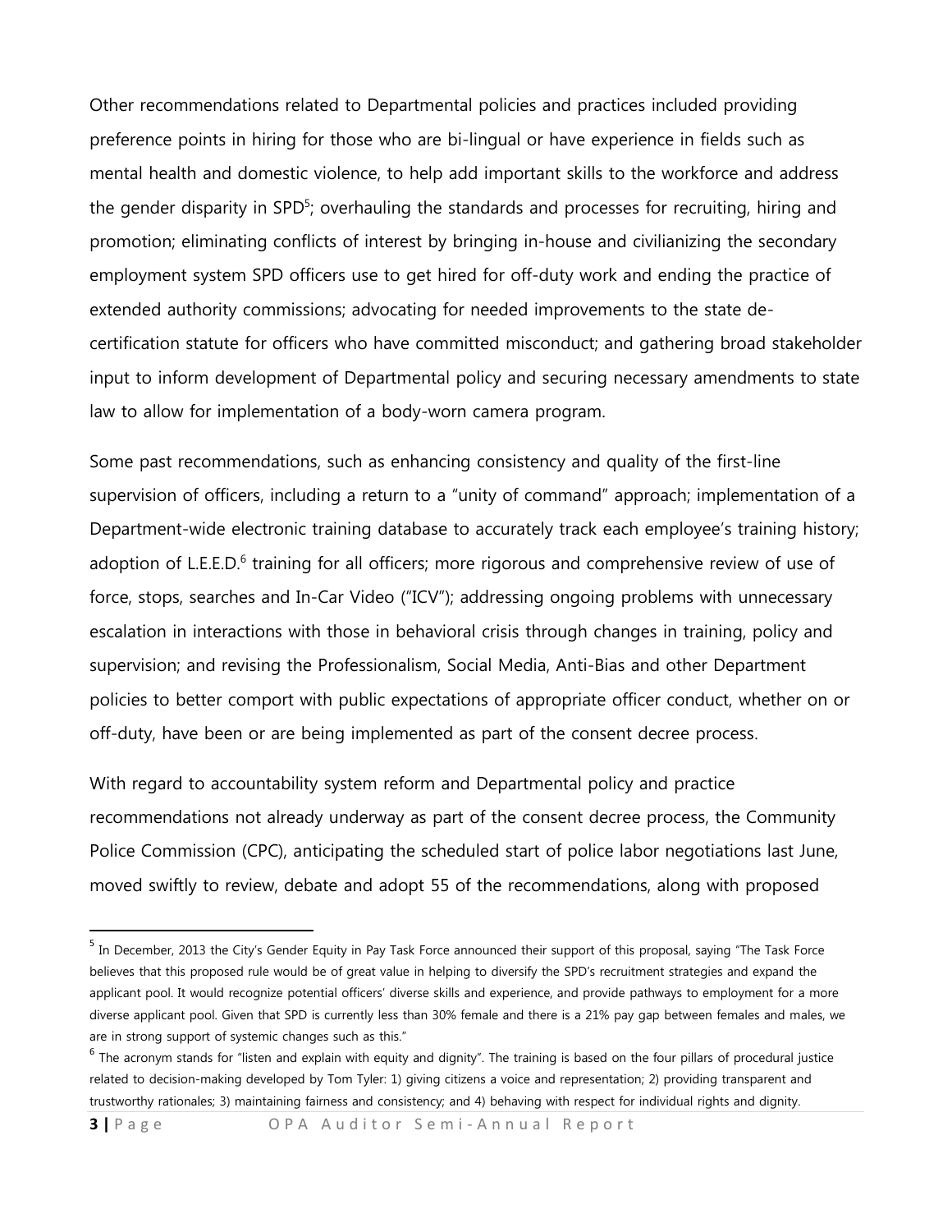Other recommendations related to Departmental policies and practices included providing preference points in hiring for those who are bi-lingual or have experience in fields such as mental health and domestic violence, to help add important skills to the workforce and address the gender disparity in SPD[5]; overhauling the standards and processes for recruiting, hiring and promotion; eliminating conflicts of interest by bringing in-house and civilianizing the secondary employment system SPD officers use to get hired for off-duty work and ending the practice of extended authority commissions; advocating for needed improvements to the state de-certification statute for officers who have committed misconduct; and gathering broad stakeholder input to inform development of Departmental policy and securing necessary amendments to state law to allow for implementation of a body-worn camera program.

Some past recommendations, such as enhancing consistency and quality of the first-line supervision of officers, including a return to a "unity of command" approach; implementation of a Department-wide electronic training database to accurately track each employee's training history; adoption of L.E.E.D.[6] training for all officers; more rigorous and comprehensive review of use of force, stops, searches and In-Car Video ("ICV"); addressing ongoing problems with unnecessary escalation in interactions with those in behavioral crisis through changes in training, policy and supervision; and revising the Professionalism, Social Media, Anti-Bias and other Department policies to better comport with public expectations of appropriate officer conduct, whether on or off-duty, have been or are being implemented as part of the consent decree process.

With regard to accountability system reform and Departmental policy and practice recommendations not already underway as part of the consent decree process, the Community Police Commission (CPC), anticipating the scheduled start of police labor negotiations last June, moved swiftly to review, debate and adopt 55 of the recommendations, along with proposed

---

[5] In December, 2013 the City's Gender Equity in Pay Task Force announced their support of this proposal, saying "The Task Force believes that this proposed rule would be of great value in helping to diversify the SPD's recruitment strategies and expand the applicant pool. It would recognize potential officers' diverse skills and experience, and provide pathways to employment for a more diverse applicant pool. Given that SPD is currently less than 30% female and there is a 21% pay gap between females and males, we are in strong support of systemic changes such as this."

[6] The acronym stands for "listen and explain with equity and dignity". The training is based on the four pillars of procedural justice related to decision-making developed by Tom Tyler: 1) giving citizens a voice and representation; 2) providing transparent and trustworthy rationales; 3) maintaining fairness and consistency; and 4) behaving with respect for individual rights and dignity.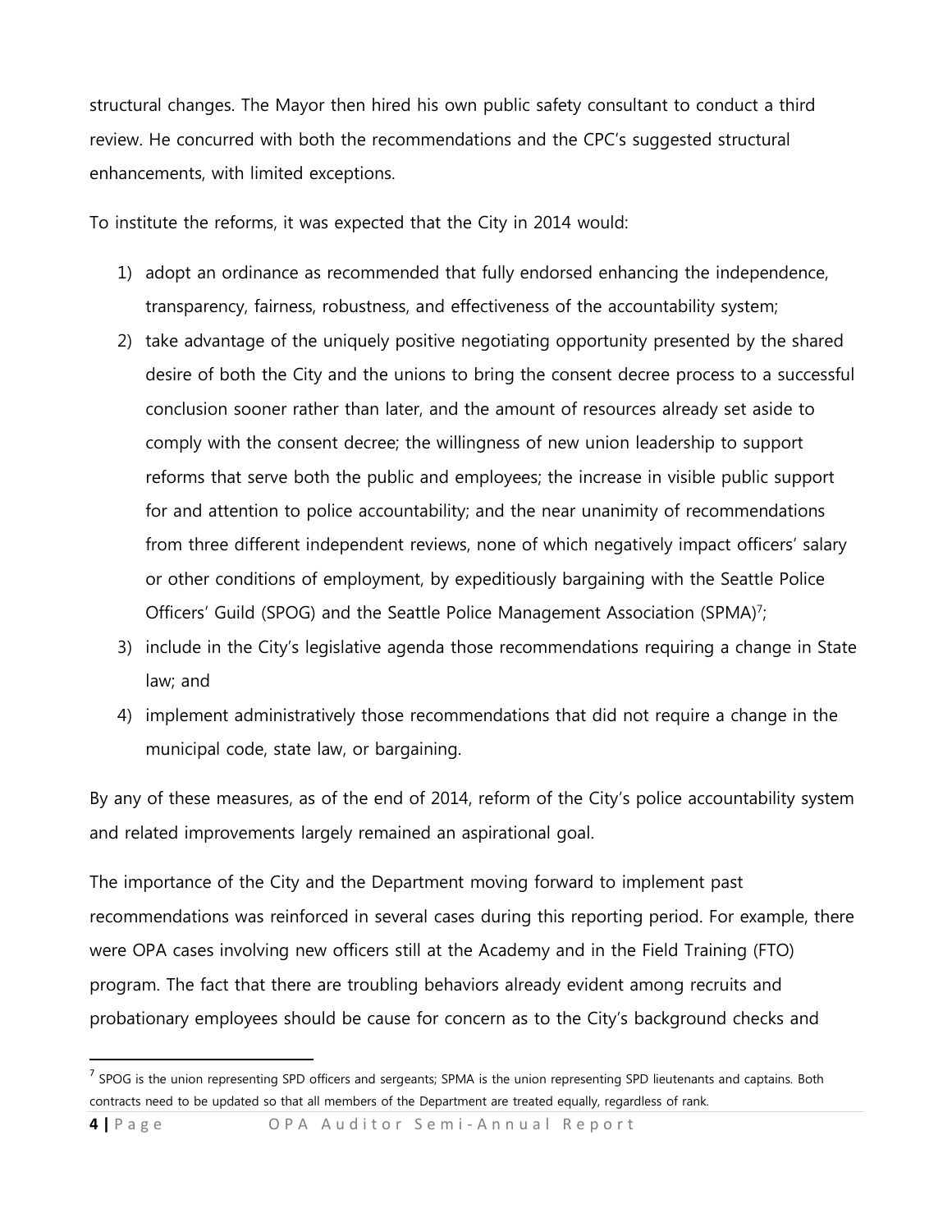structural changes. The Mayor then hired his own public safety consultant to conduct a third review. He concurred with both the recommendations and the CPC's suggested structural enhancements, with limited exceptions.

To institute the reforms, it was expected that the City in 2014 would:

1) adopt an ordinance as recommended that fully endorsed enhancing the independence, transparency, fairness, robustness, and effectiveness of the accountability system;
2) take advantage of the uniquely positive negotiating opportunity presented by the shared desire of both the City and the unions to bring the consent decree process to a successful conclusion sooner rather than later, and the amount of resources already set aside to comply with the consent decree; the willingness of new union leadership to support reforms that serve both the public and employees; the increase in visible public support for and attention to police accountability; and the near unanimity of recommendations from three different independent reviews, none of which negatively impact officers' salary or other conditions of employment, by expeditiously bargaining with the Seattle Police Officers' Guild (SPOG) and the Seattle Police Management Association (SPMA)[7];
3) include in the City's legislative agenda those recommendations requiring a change in State law; and
4) implement administratively those recommendations that did not require a change in the municipal code, state law, or bargaining.

By any of these measures, as of the end of 2014, reform of the City's police accountability system and related improvements largely remained an aspirational goal.

The importance of the City and the Department moving forward to implement past recommendations was reinforced in several cases during this reporting period. For example, there were OPA cases involving new officers still at the Academy and in the Field Training (FTO) program. The fact that there are troubling behaviors already evident among recruits and probationary employees should be cause for concern as to the City's background checks and

[7] SPOG is the union representing SPD officers and sergeants; SPMA is the union representing SPD lieutenants and captains. Both contracts need to be updated so that all members of the Department are treated equally, regardless of rank.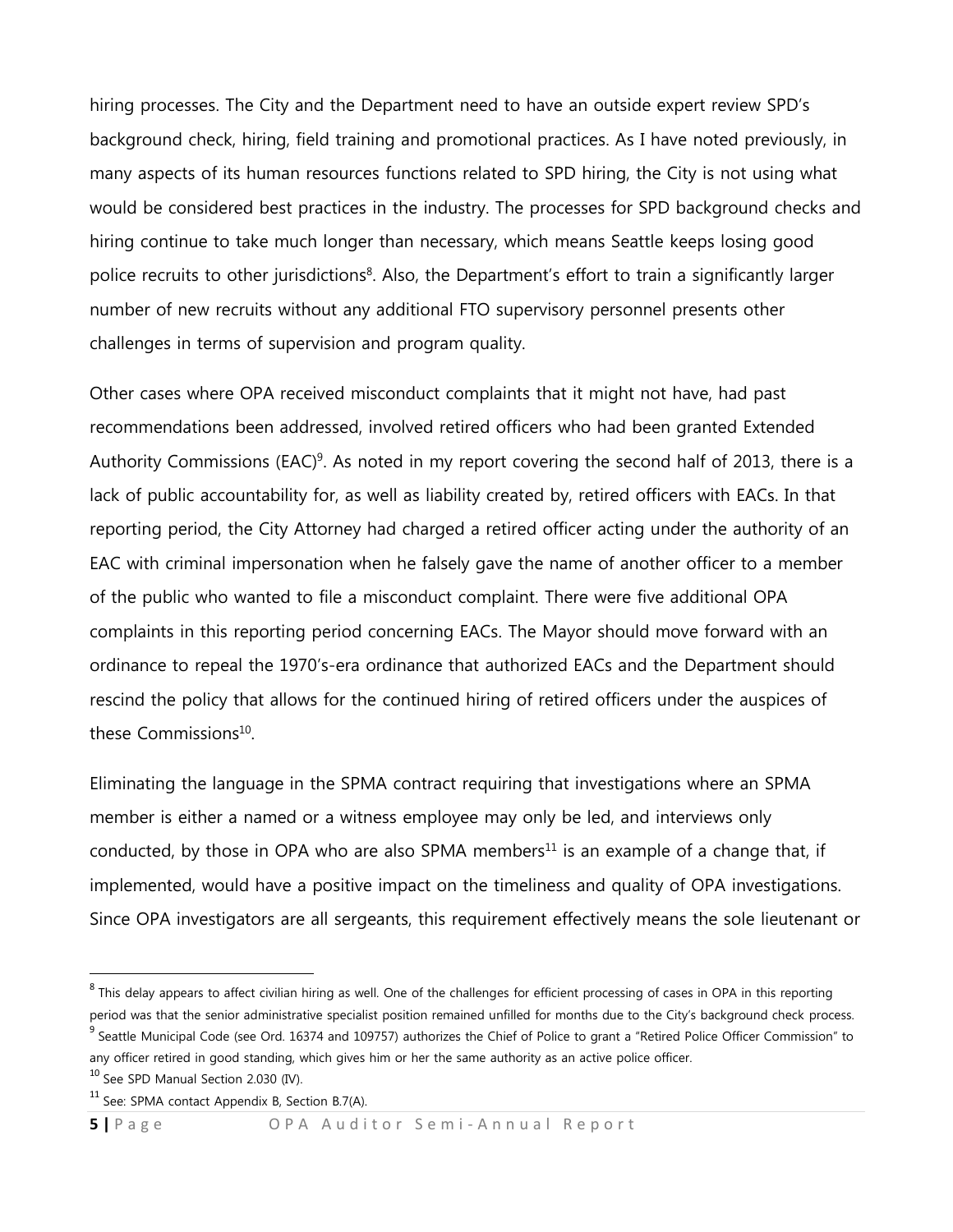hiring processes. The City and the Department need to have an outside expert review SPD's background check, hiring, field training and promotional practices. As I have noted previously, in many aspects of its human resources functions related to SPD hiring, the City is not using what would be considered best practices in the industry. The processes for SPD background checks and hiring continue to take much longer than necessary, which means Seattle keeps losing good police recruits to other jurisdictions[8]. Also, the Department's effort to train a significantly larger number of new recruits without any additional FTO supervisory personnel presents other challenges in terms of supervision and program quality.

Other cases where OPA received misconduct complaints that it might not have, had past recommendations been addressed, involved retired officers who had been granted Extended Authority Commissions (EAC)[9]. As noted in my report covering the second half of 2013, there is a lack of public accountability for, as well as liability created by, retired officers with EACs. In that reporting period, the City Attorney had charged a retired officer acting under the authority of an EAC with criminal impersonation when he falsely gave the name of another officer to a member of the public who wanted to file a misconduct complaint. There were five additional OPA complaints in this reporting period concerning EACs. The Mayor should move forward with an ordinance to repeal the 1970's-era ordinance that authorized EACs and the Department should rescind the policy that allows for the continued hiring of retired officers under the auspices of these Commissions[10].

Eliminating the language in the SPMA contract requiring that investigations where an SPMA member is either a named or a witness employee may only be led, and interviews only conducted, by those in OPA who are also SPMA members[11] is an example of a change that, if implemented, would have a positive impact on the timeliness and quality of OPA investigations. Since OPA investigators are all sergeants, this requirement effectively means the sole lieutenant or

---

[8] This delay appears to affect civilian hiring as well. One of the challenges for efficient processing of cases in OPA in this reporting period was that the senior administrative specialist position remained unfilled for months due to the City's background check process.

[9] Seattle Municipal Code (see Ord. 16374 and 109757) authorizes the Chief of Police to grant a "Retired Police Officer Commission" to any officer retired in good standing, which gives him or her the same authority as an active police officer.

[10] See SPD Manual Section 2.030 (IV).

[11] See: SPMA contact Appendix B, Section B.7(A).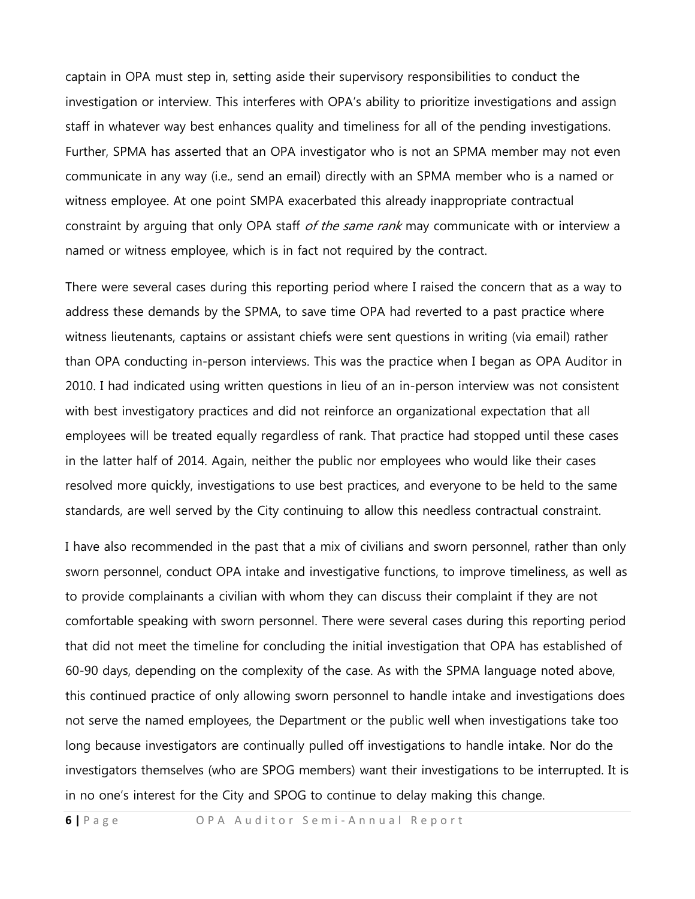captain in OPA must step in, setting aside their supervisory responsibilities to conduct the investigation or interview. This interferes with OPA's ability to prioritize investigations and assign staff in whatever way best enhances quality and timeliness for all of the pending investigations. Further, SPMA has asserted that an OPA investigator who is not an SPMA member may not even communicate in any way (i.e., send an email) directly with an SPMA member who is a named or witness employee. At one point SMPA exacerbated this already inappropriate contractual constraint by arguing that only OPA staff *of the same rank* may communicate with or interview a named or witness employee, which is in fact not required by the contract.

There were several cases during this reporting period where I raised the concern that as a way to address these demands by the SPMA, to save time OPA had reverted to a past practice where witness lieutenants, captains or assistant chiefs were sent questions in writing (via email) rather than OPA conducting in-person interviews. This was the practice when I began as OPA Auditor in 2010. I had indicated using written questions in lieu of an in-person interview was not consistent with best investigatory practices and did not reinforce an organizational expectation that all employees will be treated equally regardless of rank. That practice had stopped until these cases in the latter half of 2014. Again, neither the public nor employees who would like their cases resolved more quickly, investigations to use best practices, and everyone to be held to the same standards, are well served by the City continuing to allow this needless contractual constraint.

I have also recommended in the past that a mix of civilians and sworn personnel, rather than only sworn personnel, conduct OPA intake and investigative functions, to improve timeliness, as well as to provide complainants a civilian with whom they can discuss their complaint if they are not comfortable speaking with sworn personnel. There were several cases during this reporting period that did not meet the timeline for concluding the initial investigation that OPA has established of 60-90 days, depending on the complexity of the case. As with the SPMA language noted above, this continued practice of only allowing sworn personnel to handle intake and investigations does not serve the named employees, the Department or the public well when investigations take too long because investigators are continually pulled off investigations to handle intake. Nor do the investigators themselves (who are SPOG members) want their investigations to be interrupted. It is in no one's interest for the City and SPOG to continue to delay making this change.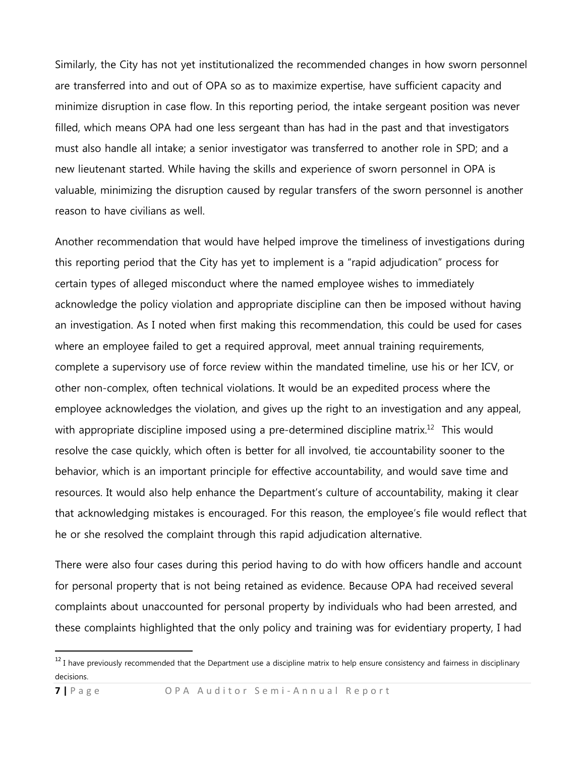Similarly, the City has not yet institutionalized the recommended changes in how sworn personnel are transferred into and out of OPA so as to maximize expertise, have sufficient capacity and minimize disruption in case flow. In this reporting period, the intake sergeant position was never filled, which means OPA had one less sergeant than has had in the past and that investigators must also handle all intake; a senior investigator was transferred to another role in SPD; and a new lieutenant started. While having the skills and experience of sworn personnel in OPA is valuable, minimizing the disruption caused by regular transfers of the sworn personnel is another reason to have civilians as well.

Another recommendation that would have helped improve the timeliness of investigations during this reporting period that the City has yet to implement is a "rapid adjudication" process for certain types of alleged misconduct where the named employee wishes to immediately acknowledge the policy violation and appropriate discipline can then be imposed without having an investigation. As I noted when first making this recommendation, this could be used for cases where an employee failed to get a required approval, meet annual training requirements, complete a supervisory use of force review within the mandated timeline, use his or her ICV, or other non-complex, often technical violations. It would be an expedited process where the employee acknowledges the violation, and gives up the right to an investigation and any appeal, with appropriate discipline imposed using a pre-determined discipline matrix.[12] This would resolve the case quickly, which often is better for all involved, tie accountability sooner to the behavior, which is an important principle for effective accountability, and would save time and resources. It would also help enhance the Department's culture of accountability, making it clear that acknowledging mistakes is encouraged. For this reason, the employee's file would reflect that he or she resolved the complaint through this rapid adjudication alternative.

There were also four cases during this period having to do with how officers handle and account for personal property that is not being retained as evidence. Because OPA had received several complaints about unaccounted for personal property by individuals who had been arrested, and these complaints highlighted that the only policy and training was for evidentiary property, I had

[12] I have previously recommended that the Department use a discipline matrix to help ensure consistency and fairness in disciplinary decisions.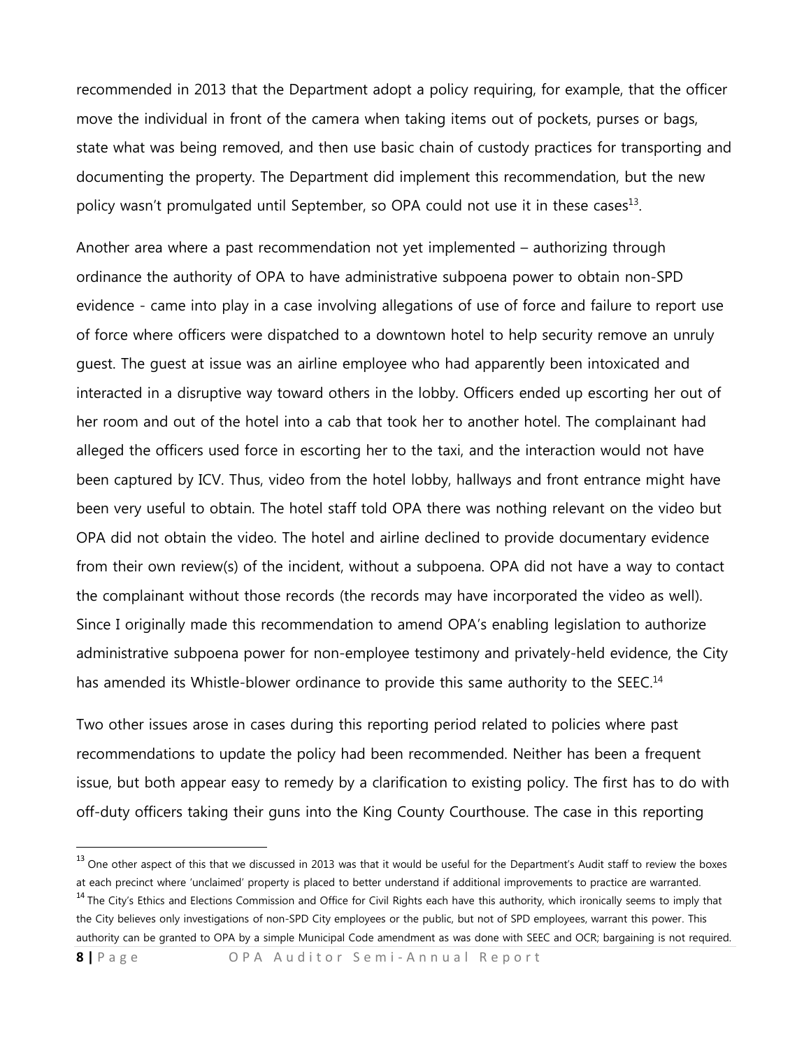recommended in 2013 that the Department adopt a policy requiring, for example, that the officer move the individual in front of the camera when taking items out of pockets, purses or bags, state what was being removed, and then use basic chain of custody practices for transporting and documenting the property. The Department did implement this recommendation, but the new policy wasn't promulgated until September, so OPA could not use it in these cases[13].

Another area where a past recommendation not yet implemented – authorizing through ordinance the authority of OPA to have administrative subpoena power to obtain non-SPD evidence - came into play in a case involving allegations of use of force and failure to report use of force where officers were dispatched to a downtown hotel to help security remove an unruly guest. The guest at issue was an airline employee who had apparently been intoxicated and interacted in a disruptive way toward others in the lobby. Officers ended up escorting her out of her room and out of the hotel into a cab that took her to another hotel. The complainant had alleged the officers used force in escorting her to the taxi, and the interaction would not have been captured by ICV. Thus, video from the hotel lobby, hallways and front entrance might have been very useful to obtain. The hotel staff told OPA there was nothing relevant on the video but OPA did not obtain the video. The hotel and airline declined to provide documentary evidence from their own review(s) of the incident, without a subpoena. OPA did not have a way to contact the complainant without those records (the records may have incorporated the video as well). Since I originally made this recommendation to amend OPA's enabling legislation to authorize administrative subpoena power for non-employee testimony and privately-held evidence, the City has amended its Whistle-blower ordinance to provide this same authority to the SEEC.[14]

Two other issues arose in cases during this reporting period related to policies where past recommendations to update the policy had been recommended. Neither has been a frequent issue, but both appear easy to remedy by a clarification to existing policy. The first has to do with off-duty officers taking their guns into the King County Courthouse. The case in this reporting

---

[13] One other aspect of this that we discussed in 2013 was that it would be useful for the Department's Audit staff to review the boxes at each precinct where 'unclaimed' property is placed to better understand if additional improvements to practice are warranted.

[14] The City's Ethics and Elections Commission and Office for Civil Rights each have this authority, which ironically seems to imply that the City believes only investigations of non-SPD City employees or the public, but not of SPD employees, warrant this power. This authority can be granted to OPA by a simple Municipal Code amendment as was done with SEEC and OCR; bargaining is not required.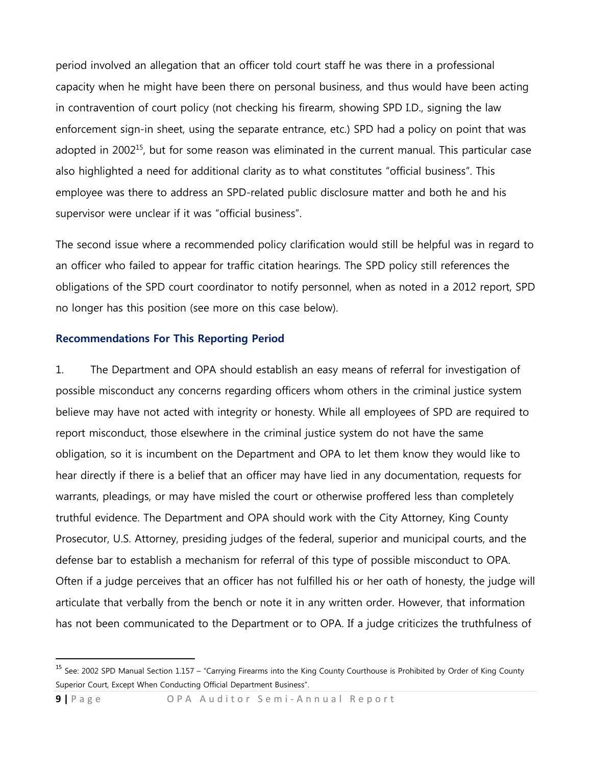period involved an allegation that an officer told court staff he was there in a professional capacity when he might have been there on personal business, and thus would have been acting in contravention of court policy (not checking his firearm, showing SPD I.D., signing the law enforcement sign-in sheet, using the separate entrance, etc.) SPD had a policy on point that was adopted in 2002[15], but for some reason was eliminated in the current manual. This particular case also highlighted a need for additional clarity as to what constitutes "official business". This employee was there to address an SPD-related public disclosure matter and both he and his supervisor were unclear if it was "official business".

The second issue where a recommended policy clarification would still be helpful was in regard to an officer who failed to appear for traffic citation hearings. The SPD policy still references the obligations of the SPD court coordinator to notify personnel, when as noted in a 2012 report, SPD no longer has this position (see more on this case below).

### Recommendations For This Reporting Period

1. The Department and OPA should establish an easy means of referral for investigation of possible misconduct any concerns regarding officers whom others in the criminal justice system believe may have not acted with integrity or honesty. While all employees of SPD are required to report misconduct, those elsewhere in the criminal justice system do not have the same obligation, so it is incumbent on the Department and OPA to let them know they would like to hear directly if there is a belief that an officer may have lied in any documentation, requests for warrants, pleadings, or may have misled the court or otherwise proffered less than completely truthful evidence. The Department and OPA should work with the City Attorney, King County Prosecutor, U.S. Attorney, presiding judges of the federal, superior and municipal courts, and the defense bar to establish a mechanism for referral of this type of possible misconduct to OPA. Often if a judge perceives that an officer has not fulfilled his or her oath of honesty, the judge will articulate that verbally from the bench or note it in any written order. However, that information has not been communicated to the Department or to OPA. If a judge criticizes the truthfulness of

[15] See: 2002 SPD Manual Section 1.157 – "Carrying Firearms into the King County Courthouse is Prohibited by Order of King County Superior Court, Except When Conducting Official Department Business".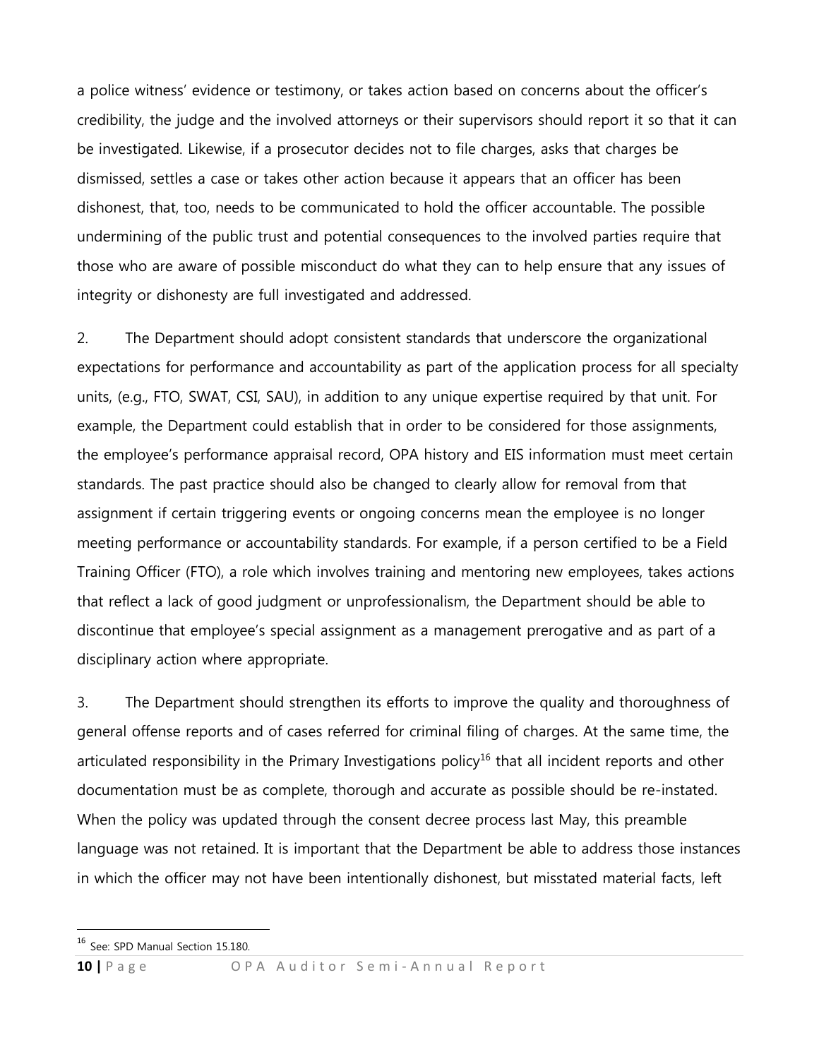a police witness' evidence or testimony, or takes action based on concerns about the officer's credibility, the judge and the involved attorneys or their supervisors should report it so that it can be investigated. Likewise, if a prosecutor decides not to file charges, asks that charges be dismissed, settles a case or takes other action because it appears that an officer has been dishonest, that, too, needs to be communicated to hold the officer accountable. The possible undermining of the public trust and potential consequences to the involved parties require that those who are aware of possible misconduct do what they can to help ensure that any issues of integrity or dishonesty are full investigated and addressed.

2. The Department should adopt consistent standards that underscore the organizational expectations for performance and accountability as part of the application process for all specialty units, (e.g., FTO, SWAT, CSI, SAU), in addition to any unique expertise required by that unit. For example, the Department could establish that in order to be considered for those assignments, the employee's performance appraisal record, OPA history and EIS information must meet certain standards. The past practice should also be changed to clearly allow for removal from that assignment if certain triggering events or ongoing concerns mean the employee is no longer meeting performance or accountability standards. For example, if a person certified to be a Field Training Officer (FTO), a role which involves training and mentoring new employees, takes actions that reflect a lack of good judgment or unprofessionalism, the Department should be able to discontinue that employee's special assignment as a management prerogative and as part of a disciplinary action where appropriate.

3. The Department should strengthen its efforts to improve the quality and thoroughness of general offense reports and of cases referred for criminal filing of charges. At the same time, the articulated responsibility in the Primary Investigations policy[16] that all incident reports and other documentation must be as complete, thorough and accurate as possible should be re-instated. When the policy was updated through the consent decree process last May, this preamble language was not retained. It is important that the Department be able to address those instances in which the officer may not have been intentionally dishonest, but misstated material facts, left

[16] See: SPD Manual Section 15.180.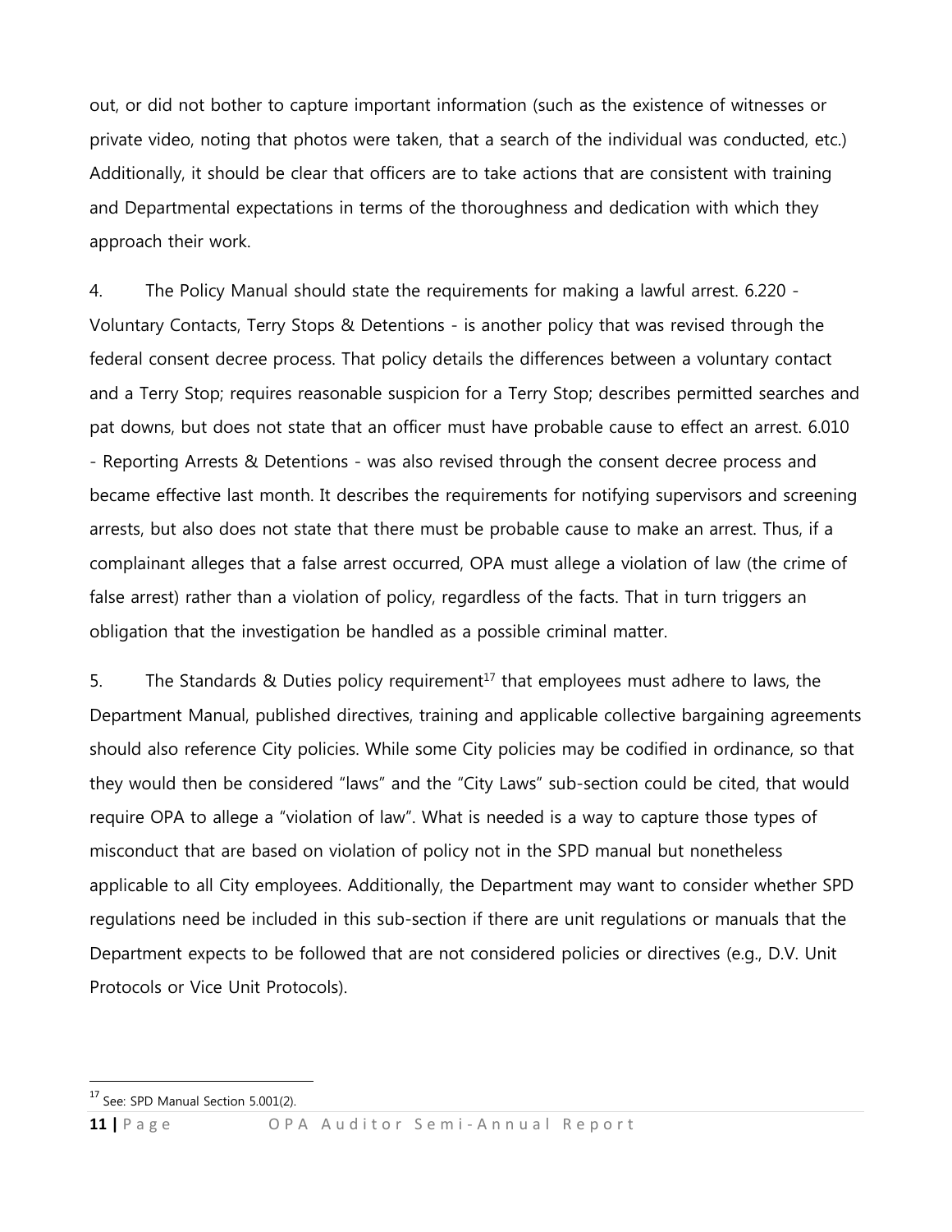out, or did not bother to capture important information (such as the existence of witnesses or private video, noting that photos were taken, that a search of the individual was conducted, etc.) Additionally, it should be clear that officers are to take actions that are consistent with training and Departmental expectations in terms of the thoroughness and dedication with which they approach their work.

4. The Policy Manual should state the requirements for making a lawful arrest. 6.220 - Voluntary Contacts, Terry Stops & Detentions - is another policy that was revised through the federal consent decree process. That policy details the differences between a voluntary contact and a Terry Stop; requires reasonable suspicion for a Terry Stop; describes permitted searches and pat downs, but does not state that an officer must have probable cause to effect an arrest. 6.010 - Reporting Arrests & Detentions - was also revised through the consent decree process and became effective last month. It describes the requirements for notifying supervisors and screening arrests, but also does not state that there must be probable cause to make an arrest. Thus, if a complainant alleges that a false arrest occurred, OPA must allege a violation of law (the crime of false arrest) rather than a violation of policy, regardless of the facts. That in turn triggers an obligation that the investigation be handled as a possible criminal matter.

5. The Standards & Duties policy requirement[17] that employees must adhere to laws, the Department Manual, published directives, training and applicable collective bargaining agreements should also reference City policies. While some City policies may be codified in ordinance, so that they would then be considered "laws" and the "City Laws" sub-section could be cited, that would require OPA to allege a "violation of law". What is needed is a way to capture those types of misconduct that are based on violation of policy not in the SPD manual but nonetheless applicable to all City employees. Additionally, the Department may want to consider whether SPD regulations need be included in this sub-section if there are unit regulations or manuals that the Department expects to be followed that are not considered policies or directives (e.g., D.V. Unit Protocols or Vice Unit Protocols).

[17] See: SPD Manual Section 5.001(2).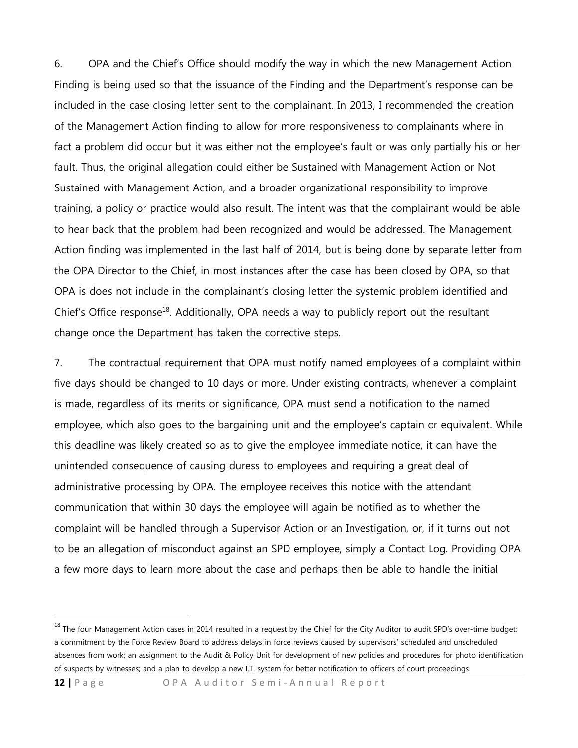6. OPA and the Chief's Office should modify the way in which the new Management Action Finding is being used so that the issuance of the Finding and the Department's response can be included in the case closing letter sent to the complainant. In 2013, I recommended the creation of the Management Action finding to allow for more responsiveness to complainants where in fact a problem did occur but it was either not the employee's fault or was only partially his or her fault. Thus, the original allegation could either be Sustained with Management Action or Not Sustained with Management Action, and a broader organizational responsibility to improve training, a policy or practice would also result. The intent was that the complainant would be able to hear back that the problem had been recognized and would be addressed. The Management Action finding was implemented in the last half of 2014, but is being done by separate letter from the OPA Director to the Chief, in most instances after the case has been closed by OPA, so that OPA is does not include in the complainant's closing letter the systemic problem identified and Chief's Office response[18]. Additionally, OPA needs a way to publicly report out the resultant change once the Department has taken the corrective steps.

7. The contractual requirement that OPA must notify named employees of a complaint within five days should be changed to 10 days or more. Under existing contracts, whenever a complaint is made, regardless of its merits or significance, OPA must send a notification to the named employee, which also goes to the bargaining unit and the employee's captain or equivalent. While this deadline was likely created so as to give the employee immediate notice, it can have the unintended consequence of causing duress to employees and requiring a great deal of administrative processing by OPA. The employee receives this notice with the attendant communication that within 30 days the employee will again be notified as to whether the complaint will be handled through a Supervisor Action or an Investigation, or, if it turns out not to be an allegation of misconduct against an SPD employee, simply a Contact Log. Providing OPA a few more days to learn more about the case and perhaps then be able to handle the initial

---

[18] The four Management Action cases in 2014 resulted in a request by the Chief for the City Auditor to audit SPD's over-time budget; a commitment by the Force Review Board to address delays in force reviews caused by supervisors' scheduled and unscheduled absences from work; an assignment to the Audit & Policy Unit for development of new policies and procedures for photo identification of suspects by witnesses; and a plan to develop a new I.T. system for better notification to officers of court proceedings.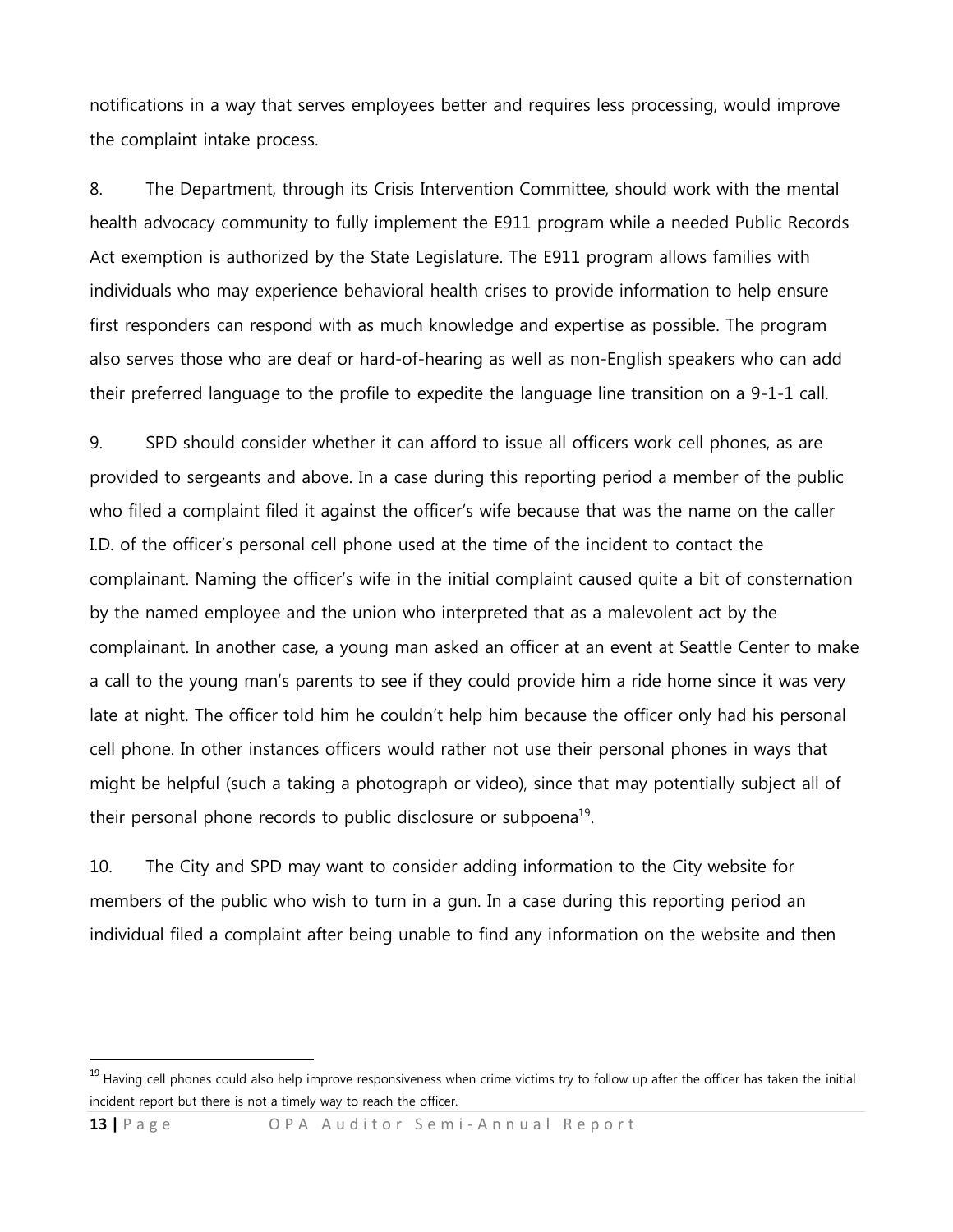notifications in a way that serves employees better and requires less processing, would improve the complaint intake process.

8. The Department, through its Crisis Intervention Committee, should work with the mental health advocacy community to fully implement the E911 program while a needed Public Records Act exemption is authorized by the State Legislature. The E911 program allows families with individuals who may experience behavioral health crises to provide information to help ensure first responders can respond with as much knowledge and expertise as possible. The program also serves those who are deaf or hard-of-hearing as well as non-English speakers who can add their preferred language to the profile to expedite the language line transition on a 9-1-1 call.

9. SPD should consider whether it can afford to issue all officers work cell phones, as are provided to sergeants and above. In a case during this reporting period a member of the public who filed a complaint filed it against the officer's wife because that was the name on the caller I.D. of the officer's personal cell phone used at the time of the incident to contact the complainant. Naming the officer's wife in the initial complaint caused quite a bit of consternation by the named employee and the union who interpreted that as a malevolent act by the complainant. In another case, a young man asked an officer at an event at Seattle Center to make a call to the young man's parents to see if they could provide him a ride home since it was very late at night. The officer told him he couldn't help him because the officer only had his personal cell phone. In other instances officers would rather not use their personal phones in ways that might be helpful (such a taking a photograph or video), since that may potentially subject all of their personal phone records to public disclosure or subpoena[19].

10. The City and SPD may want to consider adding information to the City website for members of the public who wish to turn in a gun. In a case during this reporting period an individual filed a complaint after being unable to find any information on the website and then

[19] Having cell phones could also help improve responsiveness when crime victims try to follow up after the officer has taken the initial incident report but there is not a timely way to reach the officer.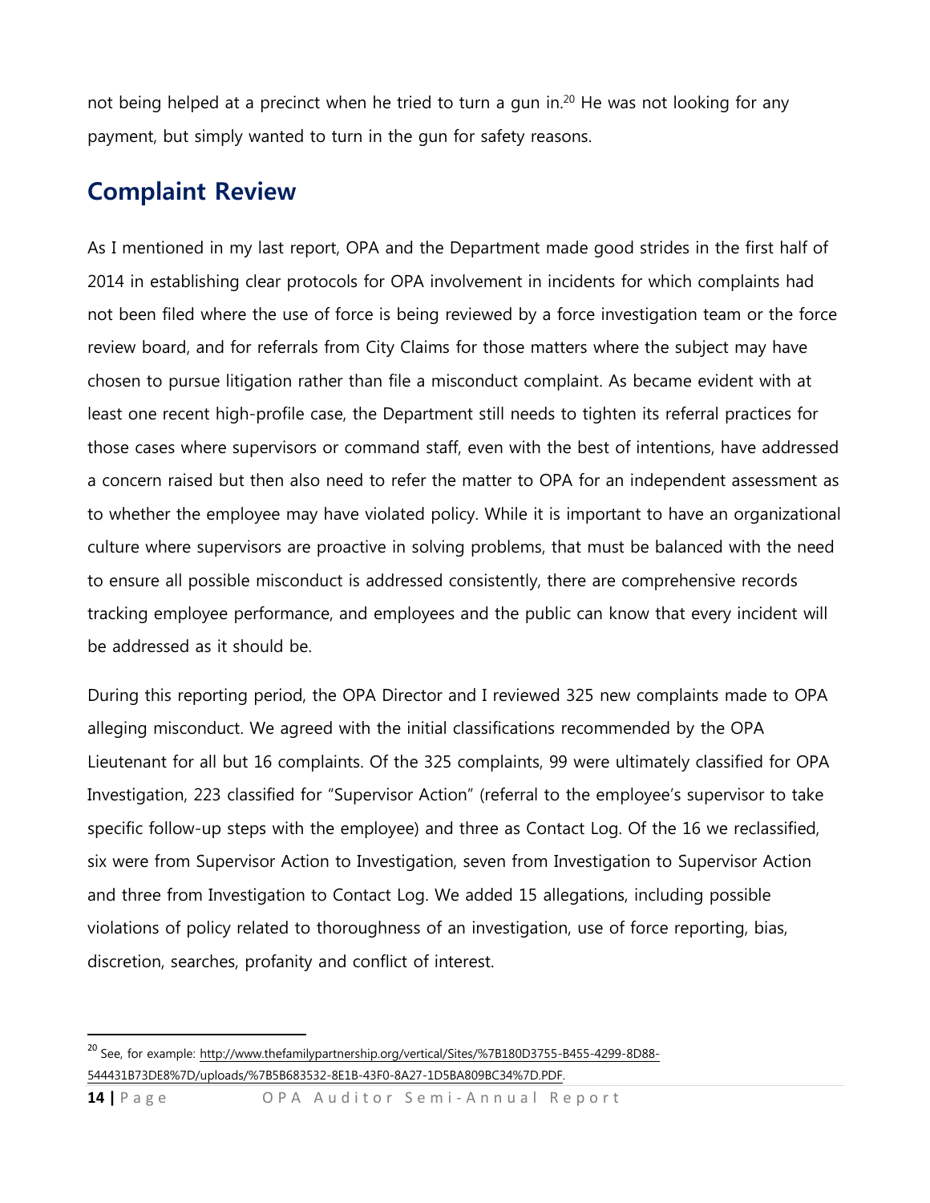not being helped at a precinct when he tried to turn a gun in.[20] He was not looking for any payment, but simply wanted to turn in the gun for safety reasons.

## Complaint Review

As I mentioned in my last report, OPA and the Department made good strides in the first half of 2014 in establishing clear protocols for OPA involvement in incidents for which complaints had not been filed where the use of force is being reviewed by a force investigation team or the force review board, and for referrals from City Claims for those matters where the subject may have chosen to pursue litigation rather than file a misconduct complaint. As became evident with at least one recent high-profile case, the Department still needs to tighten its referral practices for those cases where supervisors or command staff, even with the best of intentions, have addressed a concern raised but then also need to refer the matter to OPA for an independent assessment as to whether the employee may have violated policy. While it is important to have an organizational culture where supervisors are proactive in solving problems, that must be balanced with the need to ensure all possible misconduct is addressed consistently, there are comprehensive records tracking employee performance, and employees and the public can know that every incident will be addressed as it should be.

During this reporting period, the OPA Director and I reviewed 325 new complaints made to OPA alleging misconduct. We agreed with the initial classifications recommended by the OPA Lieutenant for all but 16 complaints. Of the 325 complaints, 99 were ultimately classified for OPA Investigation, 223 classified for "Supervisor Action" (referral to the employee's supervisor to take specific follow-up steps with the employee) and three as Contact Log. Of the 16 we reclassified, six were from Supervisor Action to Investigation, seven from Investigation to Supervisor Action and three from Investigation to Contact Log. We added 15 allegations, including possible violations of policy related to thoroughness of an investigation, use of force reporting, bias, discretion, searches, profanity and conflict of interest.

---

[20] See, for example: http://www.thefamilypartnership.org/vertical/Sites/%7B180D3755-B455-4299-8D88-544431B73DE8%7D/uploads/%7B5B683532-8E1B-43F0-8A27-1D5BA809BC34%7D.PDF.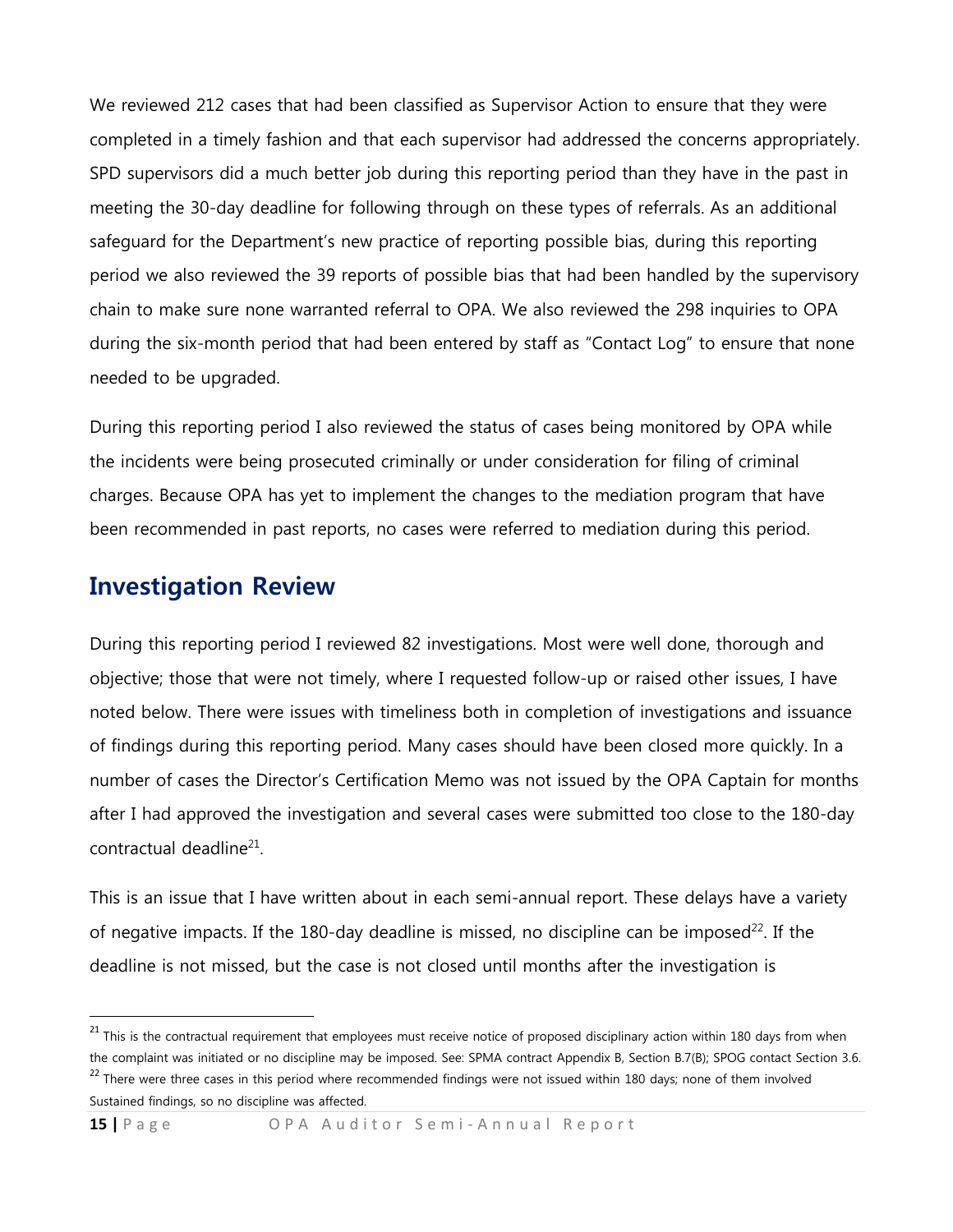We reviewed 212 cases that had been classified as Supervisor Action to ensure that they were completed in a timely fashion and that each supervisor had addressed the concerns appropriately. SPD supervisors did a much better job during this reporting period than they have in the past in meeting the 30-day deadline for following through on these types of referrals. As an additional safeguard for the Department's new practice of reporting possible bias, during this reporting period we also reviewed the 39 reports of possible bias that had been handled by the supervisory chain to make sure none warranted referral to OPA. We also reviewed the 298 inquiries to OPA during the six-month period that had been entered by staff as "Contact Log" to ensure that none needed to be upgraded.

During this reporting period I also reviewed the status of cases being monitored by OPA while the incidents were being prosecuted criminally or under consideration for filing of criminal charges. Because OPA has yet to implement the changes to the mediation program that have been recommended in past reports, no cases were referred to mediation during this period.

## Investigation Review

During this reporting period I reviewed 82 investigations. Most were well done, thorough and objective; those that were not timely, where I requested follow-up or raised other issues, I have noted below. There were issues with timeliness both in completion of investigations and issuance of findings during this reporting period. Many cases should have been closed more quickly. In a number of cases the Director's Certification Memo was not issued by the OPA Captain for months after I had approved the investigation and several cases were submitted too close to the 180-day contractual deadline[21].

This is an issue that I have written about in each semi-annual report. These delays have a variety of negative impacts. If the 180-day deadline is missed, no discipline can be imposed[22]. If the deadline is not missed, but the case is not closed until months after the investigation is

[21] This is the contractual requirement that employees must receive notice of proposed disciplinary action within 180 days from when the complaint was initiated or no discipline may be imposed. See: SPMA contract Appendix B, Section B.7(B); SPOG contact Section 3.6.

[22] There were three cases in this period where recommended findings were not issued within 180 days; none of them involved Sustained findings, so no discipline was affected.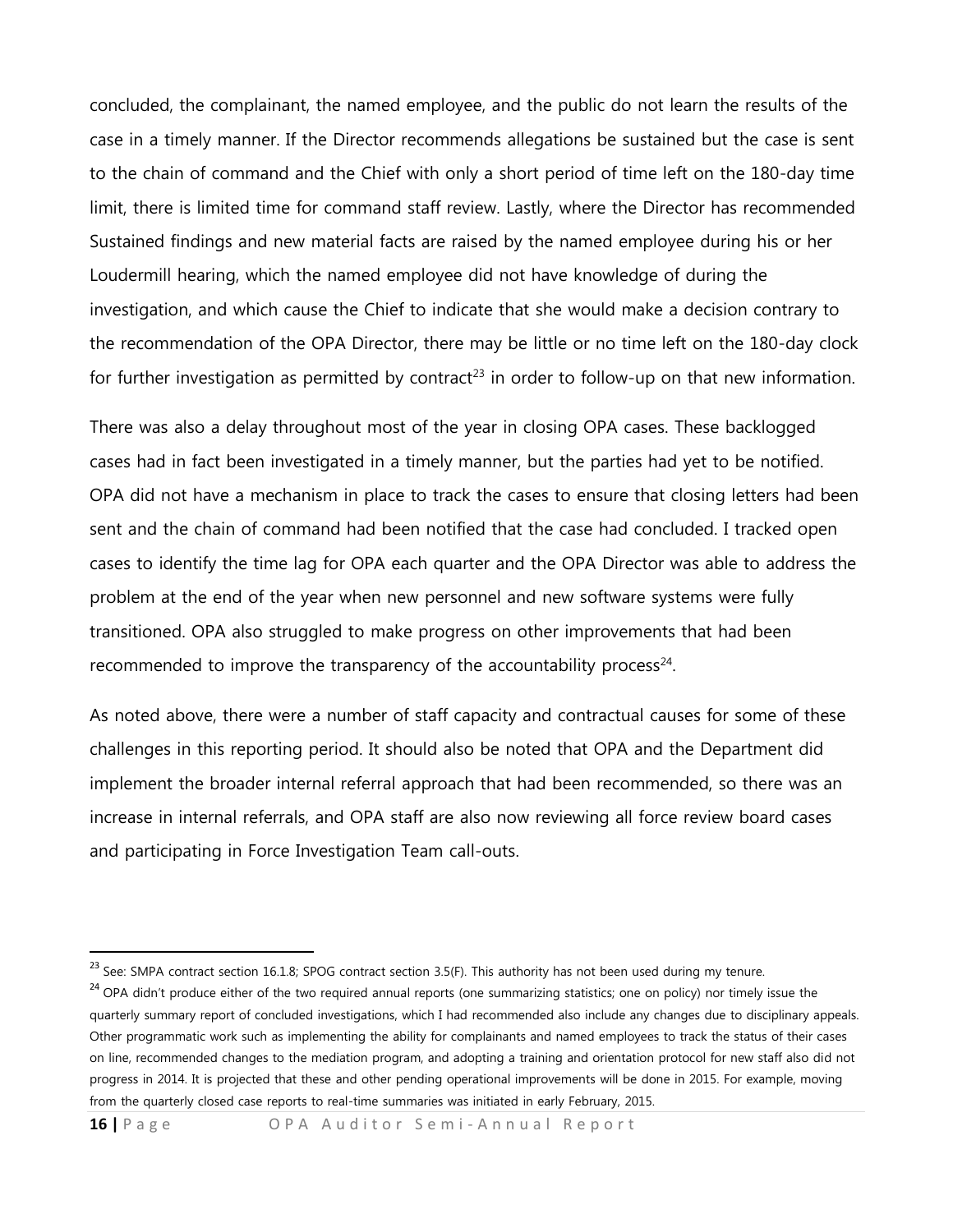concluded, the complainant, the named employee, and the public do not learn the results of the case in a timely manner. If the Director recommends allegations be sustained but the case is sent to the chain of command and the Chief with only a short period of time left on the 180-day time limit, there is limited time for command staff review. Lastly, where the Director has recommended Sustained findings and new material facts are raised by the named employee during his or her Loudermill hearing, which the named employee did not have knowledge of during the investigation, and which cause the Chief to indicate that she would make a decision contrary to the recommendation of the OPA Director, there may be little or no time left on the 180-day clock for further investigation as permitted by contract[23] in order to follow-up on that new information.

There was also a delay throughout most of the year in closing OPA cases. These backlogged cases had in fact been investigated in a timely manner, but the parties had yet to be notified. OPA did not have a mechanism in place to track the cases to ensure that closing letters had been sent and the chain of command had been notified that the case had concluded. I tracked open cases to identify the time lag for OPA each quarter and the OPA Director was able to address the problem at the end of the year when new personnel and new software systems were fully transitioned. OPA also struggled to make progress on other improvements that had been recommended to improve the transparency of the accountability process[24].

As noted above, there were a number of staff capacity and contractual causes for some of these challenges in this reporting period. It should also be noted that OPA and the Department did implement the broader internal referral approach that had been recommended, so there was an increase in internal referrals, and OPA staff are also now reviewing all force review board cases and participating in Force Investigation Team call-outs.

---

[23] See: SMPA contract section 16.1.8; SPOG contract section 3.5(F). This authority has not been used during my tenure.

[24] OPA didn't produce either of the two required annual reports (one summarizing statistics; one on policy) nor timely issue the quarterly summary report of concluded investigations, which I had recommended also include any changes due to disciplinary appeals. Other programmatic work such as implementing the ability for complainants and named employees to track the status of their cases on line, recommended changes to the mediation program, and adopting a training and orientation protocol for new staff also did not progress in 2014. It is projected that these and other pending operational improvements will be done in 2015. For example, moving from the quarterly closed case reports to real-time summaries was initiated in early February, 2015.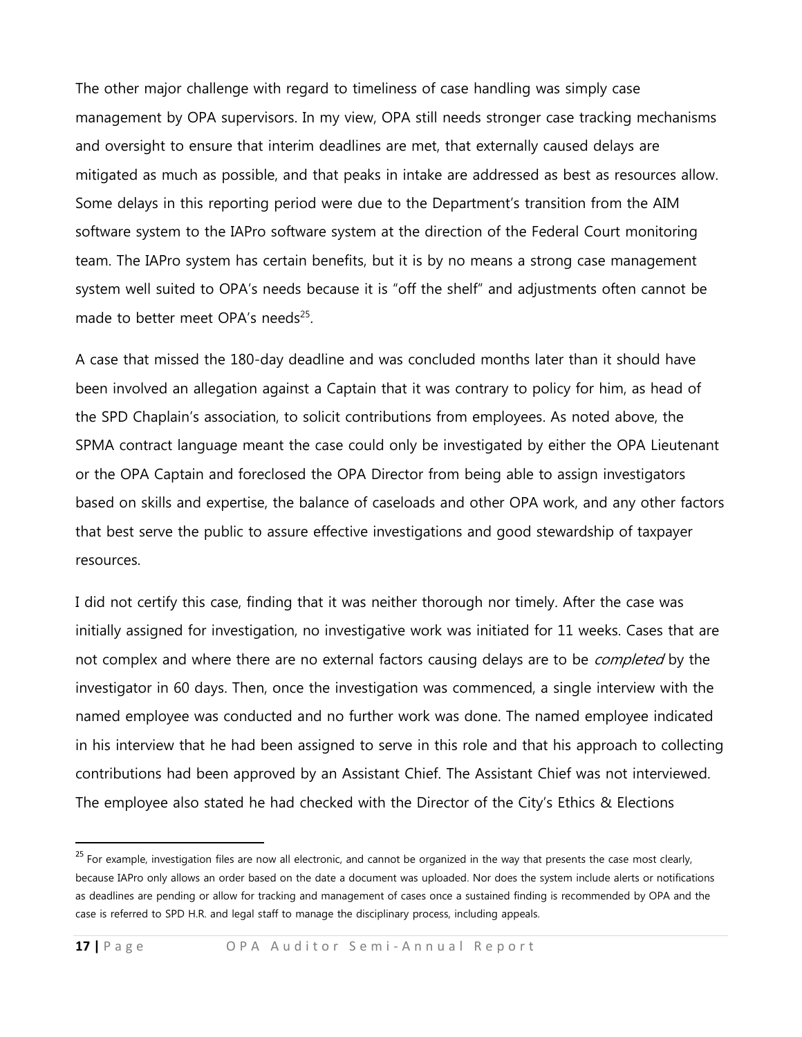The other major challenge with regard to timeliness of case handling was simply case management by OPA supervisors. In my view, OPA still needs stronger case tracking mechanisms and oversight to ensure that interim deadlines are met, that externally caused delays are mitigated as much as possible, and that peaks in intake are addressed as best as resources allow. Some delays in this reporting period were due to the Department's transition from the AIM software system to the IAPro software system at the direction of the Federal Court monitoring team. The IAPro system has certain benefits, but it is by no means a strong case management system well suited to OPA's needs because it is "off the shelf" and adjustments often cannot be made to better meet OPA's needs[25].

A case that missed the 180-day deadline and was concluded months later than it should have been involved an allegation against a Captain that it was contrary to policy for him, as head of the SPD Chaplain's association, to solicit contributions from employees. As noted above, the SPMA contract language meant the case could only be investigated by either the OPA Lieutenant or the OPA Captain and foreclosed the OPA Director from being able to assign investigators based on skills and expertise, the balance of caseloads and other OPA work, and any other factors that best serve the public to assure effective investigations and good stewardship of taxpayer resources.

I did not certify this case, finding that it was neither thorough nor timely. After the case was initially assigned for investigation, no investigative work was initiated for 11 weeks. Cases that are not complex and where there are no external factors causing delays are to be *completed* by the investigator in 60 days. Then, once the investigation was commenced, a single interview with the named employee was conducted and no further work was done. The named employee indicated in his interview that he had been assigned to serve in this role and that his approach to collecting contributions had been approved by an Assistant Chief. The Assistant Chief was not interviewed. The employee also stated he had checked with the Director of the City's Ethics & Elections

[25] For example, investigation files are now all electronic, and cannot be organized in the way that presents the case most clearly, because IAPro only allows an order based on the date a document was uploaded. Nor does the system include alerts or notifications as deadlines are pending or allow for tracking and management of cases once a sustained finding is recommended by OPA and the case is referred to SPD H.R. and legal staff to manage the disciplinary process, including appeals.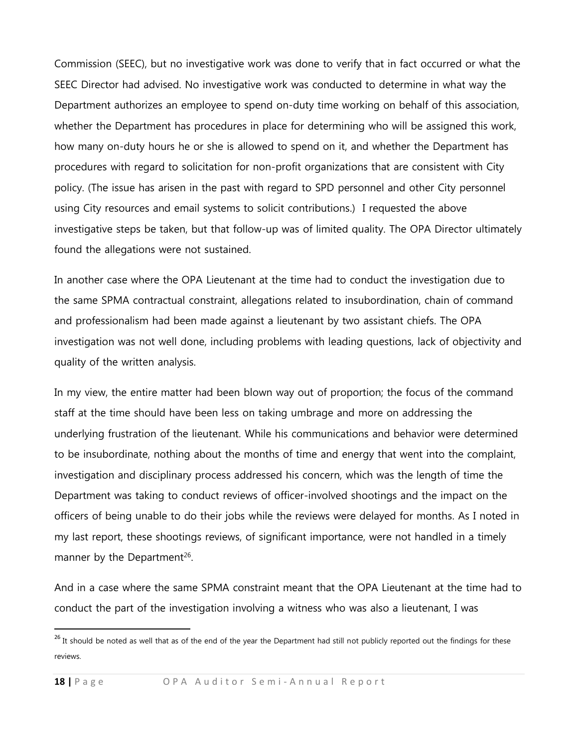Commission (SEEC), but no investigative work was done to verify that in fact occurred or what the SEEC Director had advised. No investigative work was conducted to determine in what way the Department authorizes an employee to spend on-duty time working on behalf of this association, whether the Department has procedures in place for determining who will be assigned this work, how many on-duty hours he or she is allowed to spend on it, and whether the Department has procedures with regard to solicitation for non-profit organizations that are consistent with City policy. (The issue has arisen in the past with regard to SPD personnel and other City personnel using City resources and email systems to solicit contributions.) I requested the above investigative steps be taken, but that follow-up was of limited quality. The OPA Director ultimately found the allegations were not sustained.

In another case where the OPA Lieutenant at the time had to conduct the investigation due to the same SPMA contractual constraint, allegations related to insubordination, chain of command and professionalism had been made against a lieutenant by two assistant chiefs. The OPA investigation was not well done, including problems with leading questions, lack of objectivity and quality of the written analysis.

In my view, the entire matter had been blown way out of proportion; the focus of the command staff at the time should have been less on taking umbrage and more on addressing the underlying frustration of the lieutenant. While his communications and behavior were determined to be insubordinate, nothing about the months of time and energy that went into the complaint, investigation and disciplinary process addressed his concern, which was the length of time the Department was taking to conduct reviews of officer-involved shootings and the impact on the officers of being unable to do their jobs while the reviews were delayed for months. As I noted in my last report, these shootings reviews, of significant importance, were not handled in a timely manner by the Department[26].

And in a case where the same SPMA constraint meant that the OPA Lieutenant at the time had to conduct the part of the investigation involving a witness who was also a lieutenant, I was

[26] It should be noted as well that as of the end of the year the Department had still not publicly reported out the findings for these reviews.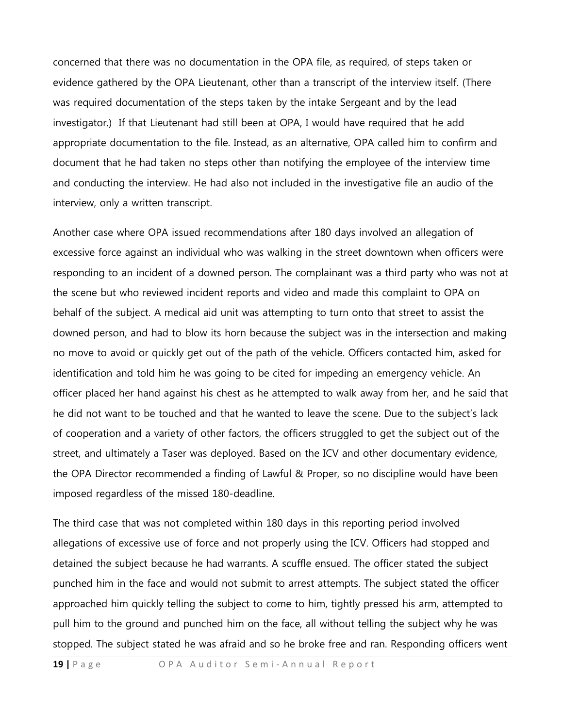concerned that there was no documentation in the OPA file, as required, of steps taken or evidence gathered by the OPA Lieutenant, other than a transcript of the interview itself. (There was required documentation of the steps taken by the intake Sergeant and by the lead investigator.) If that Lieutenant had still been at OPA, I would have required that he add appropriate documentation to the file. Instead, as an alternative, OPA called him to confirm and document that he had taken no steps other than notifying the employee of the interview time and conducting the interview. He had also not included in the investigative file an audio of the interview, only a written transcript.

Another case where OPA issued recommendations after 180 days involved an allegation of excessive force against an individual who was walking in the street downtown when officers were responding to an incident of a downed person. The complainant was a third party who was not at the scene but who reviewed incident reports and video and made this complaint to OPA on behalf of the subject. A medical aid unit was attempting to turn onto that street to assist the downed person, and had to blow its horn because the subject was in the intersection and making no move to avoid or quickly get out of the path of the vehicle. Officers contacted him, asked for identification and told him he was going to be cited for impeding an emergency vehicle. An officer placed her hand against his chest as he attempted to walk away from her, and he said that he did not want to be touched and that he wanted to leave the scene. Due to the subject's lack of cooperation and a variety of other factors, the officers struggled to get the subject out of the street, and ultimately a Taser was deployed. Based on the ICV and other documentary evidence, the OPA Director recommended a finding of Lawful & Proper, so no discipline would have been imposed regardless of the missed 180-deadline.

The third case that was not completed within 180 days in this reporting period involved allegations of excessive use of force and not properly using the ICV. Officers had stopped and detained the subject because he had warrants. A scuffle ensued. The officer stated the subject punched him in the face and would not submit to arrest attempts. The subject stated the officer approached him quickly telling the subject to come to him, tightly pressed his arm, attempted to pull him to the ground and punched him on the face, all without telling the subject why he was stopped. The subject stated he was afraid and so he broke free and ran. Responding officers went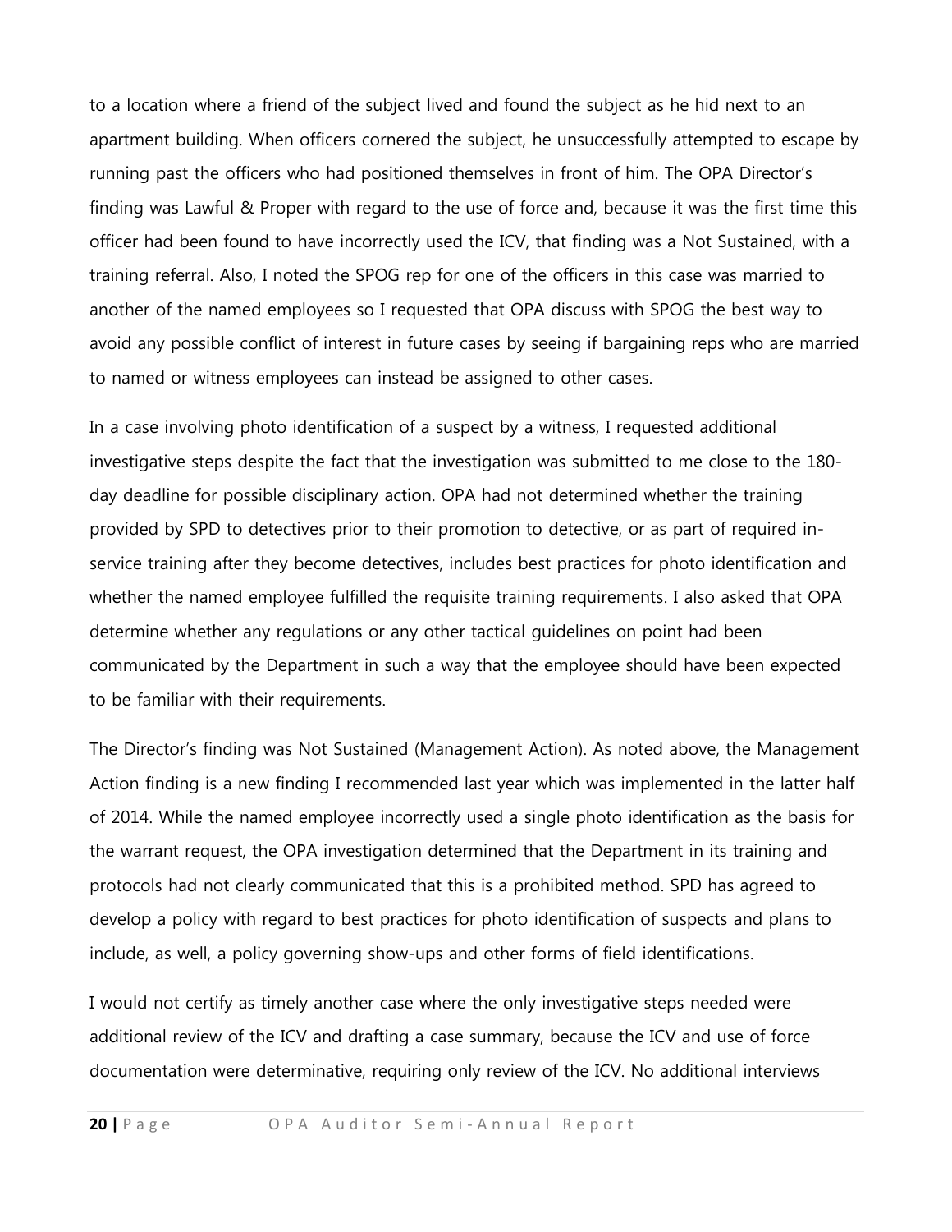to a location where a friend of the subject lived and found the subject as he hid next to an apartment building. When officers cornered the subject, he unsuccessfully attempted to escape by running past the officers who had positioned themselves in front of him. The OPA Director's finding was Lawful & Proper with regard to the use of force and, because it was the first time this officer had been found to have incorrectly used the ICV, that finding was a Not Sustained, with a training referral. Also, I noted the SPOG rep for one of the officers in this case was married to another of the named employees so I requested that OPA discuss with SPOG the best way to avoid any possible conflict of interest in future cases by seeing if bargaining reps who are married to named or witness employees can instead be assigned to other cases.

In a case involving photo identification of a suspect by a witness, I requested additional investigative steps despite the fact that the investigation was submitted to me close to the 180-day deadline for possible disciplinary action. OPA had not determined whether the training provided by SPD to detectives prior to their promotion to detective, or as part of required in-service training after they become detectives, includes best practices for photo identification and whether the named employee fulfilled the requisite training requirements. I also asked that OPA determine whether any regulations or any other tactical guidelines on point had been communicated by the Department in such a way that the employee should have been expected to be familiar with their requirements.

The Director's finding was Not Sustained (Management Action). As noted above, the Management Action finding is a new finding I recommended last year which was implemented in the latter half of 2014. While the named employee incorrectly used a single photo identification as the basis for the warrant request, the OPA investigation determined that the Department in its training and protocols had not clearly communicated that this is a prohibited method. SPD has agreed to develop a policy with regard to best practices for photo identification of suspects and plans to include, as well, a policy governing show-ups and other forms of field identifications.

I would not certify as timely another case where the only investigative steps needed were additional review of the ICV and drafting a case summary, because the ICV and use of force documentation were determinative, requiring only review of the ICV. No additional interviews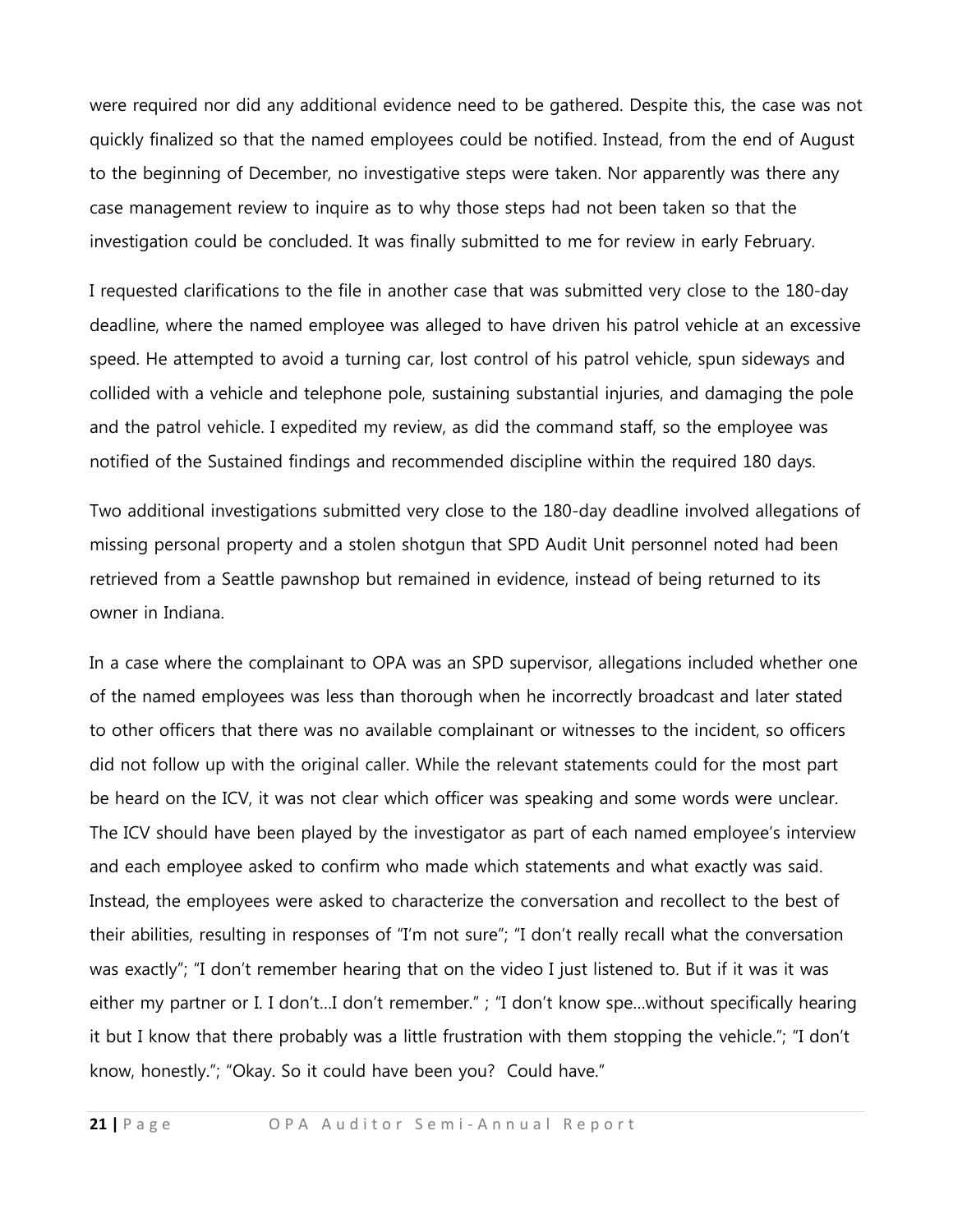were required nor did any additional evidence need to be gathered. Despite this, the case was not quickly finalized so that the named employees could be notified. Instead, from the end of August to the beginning of December, no investigative steps were taken. Nor apparently was there any case management review to inquire as to why those steps had not been taken so that the investigation could be concluded. It was finally submitted to me for review in early February.

I requested clarifications to the file in another case that was submitted very close to the 180-day deadline, where the named employee was alleged to have driven his patrol vehicle at an excessive speed. He attempted to avoid a turning car, lost control of his patrol vehicle, spun sideways and collided with a vehicle and telephone pole, sustaining substantial injuries, and damaging the pole and the patrol vehicle. I expedited my review, as did the command staff, so the employee was notified of the Sustained findings and recommended discipline within the required 180 days.

Two additional investigations submitted very close to the 180-day deadline involved allegations of missing personal property and a stolen shotgun that SPD Audit Unit personnel noted had been retrieved from a Seattle pawnshop but remained in evidence, instead of being returned to its owner in Indiana.

In a case where the complainant to OPA was an SPD supervisor, allegations included whether one of the named employees was less than thorough when he incorrectly broadcast and later stated to other officers that there was no available complainant or witnesses to the incident, so officers did not follow up with the original caller. While the relevant statements could for the most part be heard on the ICV, it was not clear which officer was speaking and some words were unclear. The ICV should have been played by the investigator as part of each named employee's interview and each employee asked to confirm who made which statements and what exactly was said. Instead, the employees were asked to characterize the conversation and recollect to the best of their abilities, resulting in responses of "I'm not sure"; "I don't really recall what the conversation was exactly"; "I don't remember hearing that on the video I just listened to. But if it was it was either my partner or I. I don't…I don't remember." ; "I don't know spe…without specifically hearing it but I know that there probably was a little frustration with them stopping the vehicle."; "I don't know, honestly."; "Okay. So it could have been you? Could have."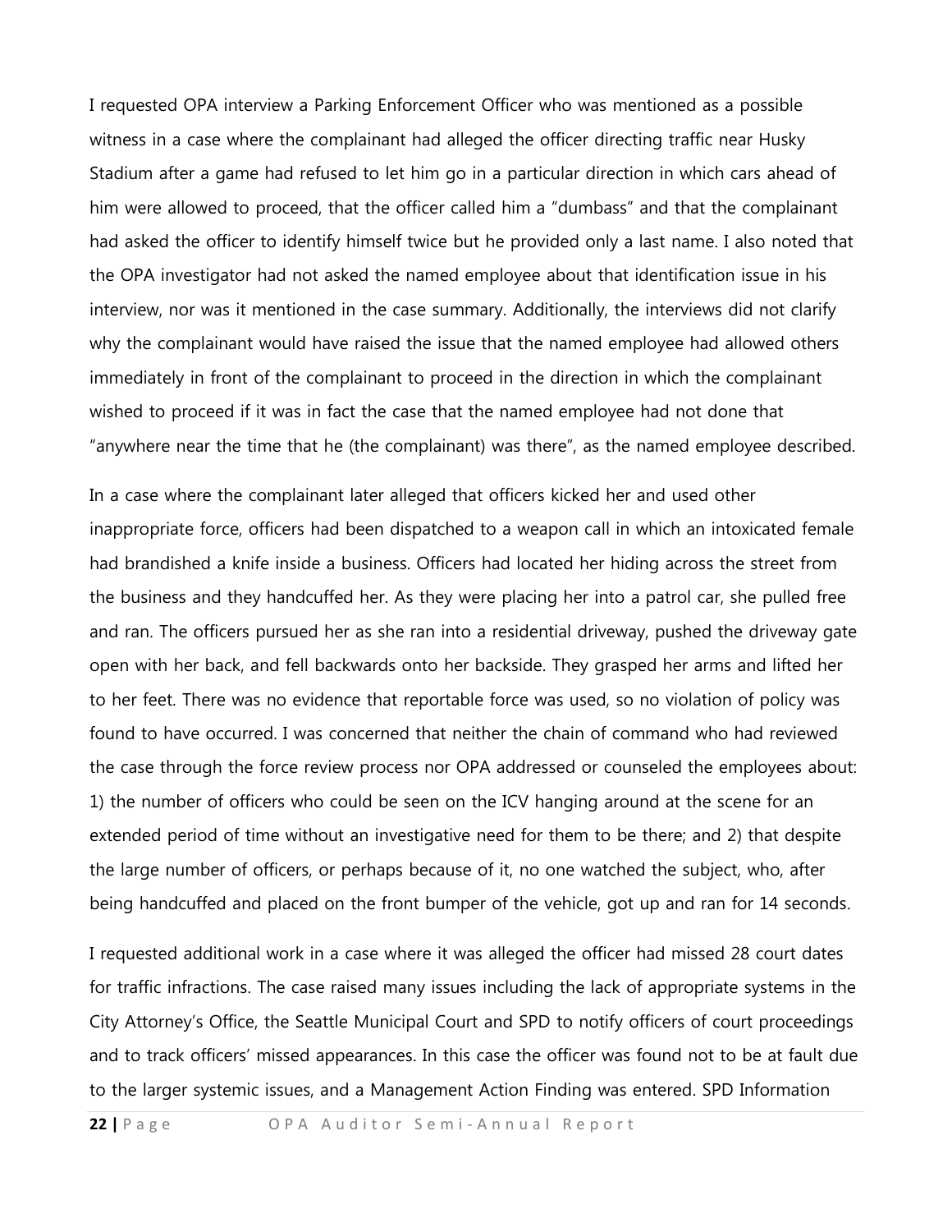I requested OPA interview a Parking Enforcement Officer who was mentioned as a possible witness in a case where the complainant had alleged the officer directing traffic near Husky Stadium after a game had refused to let him go in a particular direction in which cars ahead of him were allowed to proceed, that the officer called him a "dumbass" and that the complainant had asked the officer to identify himself twice but he provided only a last name. I also noted that the OPA investigator had not asked the named employee about that identification issue in his interview, nor was it mentioned in the case summary. Additionally, the interviews did not clarify why the complainant would have raised the issue that the named employee had allowed others immediately in front of the complainant to proceed in the direction in which the complainant wished to proceed if it was in fact the case that the named employee had not done that "anywhere near the time that he (the complainant) was there", as the named employee described.

In a case where the complainant later alleged that officers kicked her and used other inappropriate force, officers had been dispatched to a weapon call in which an intoxicated female had brandished a knife inside a business. Officers had located her hiding across the street from the business and they handcuffed her. As they were placing her into a patrol car, she pulled free and ran. The officers pursued her as she ran into a residential driveway, pushed the driveway gate open with her back, and fell backwards onto her backside. They grasped her arms and lifted her to her feet. There was no evidence that reportable force was used, so no violation of policy was found to have occurred. I was concerned that neither the chain of command who had reviewed the case through the force review process nor OPA addressed or counseled the employees about: 1) the number of officers who could be seen on the ICV hanging around at the scene for an extended period of time without an investigative need for them to be there; and 2) that despite the large number of officers, or perhaps because of it, no one watched the subject, who, after being handcuffed and placed on the front bumper of the vehicle, got up and ran for 14 seconds.

I requested additional work in a case where it was alleged the officer had missed 28 court dates for traffic infractions. The case raised many issues including the lack of appropriate systems in the City Attorney's Office, the Seattle Municipal Court and SPD to notify officers of court proceedings and to track officers' missed appearances. In this case the officer was found not to be at fault due to the larger systemic issues, and a Management Action Finding was entered. SPD Information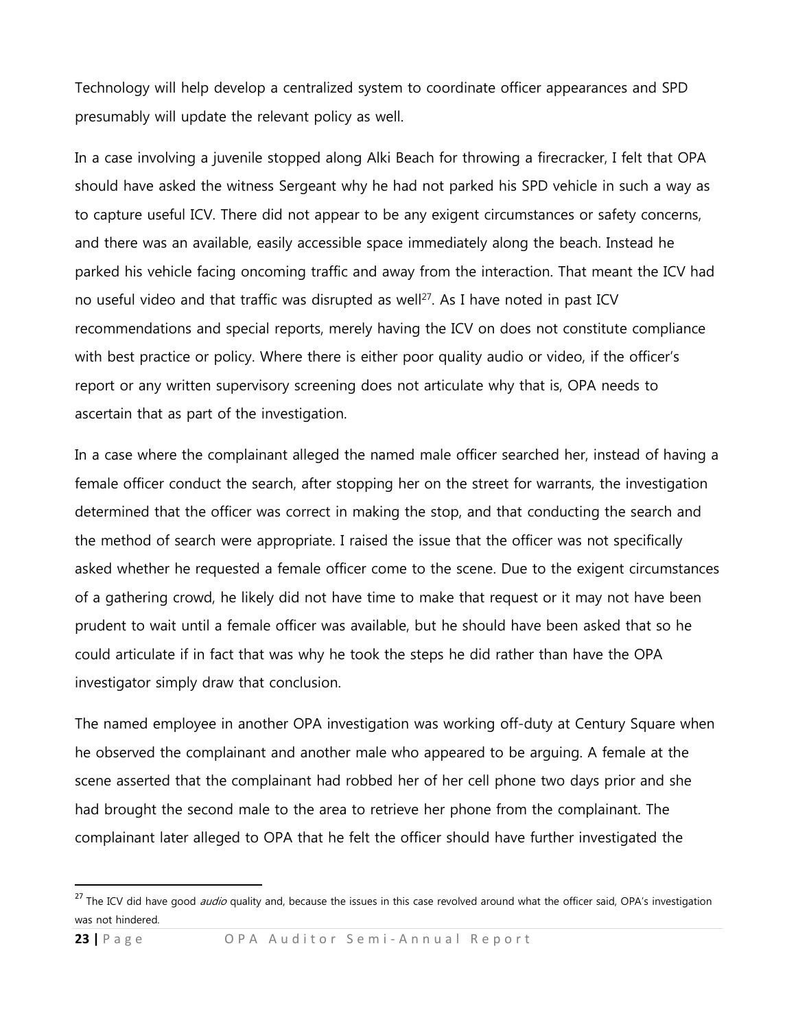Technology will help develop a centralized system to coordinate officer appearances and SPD presumably will update the relevant policy as well.

In a case involving a juvenile stopped along Alki Beach for throwing a firecracker, I felt that OPA should have asked the witness Sergeant why he had not parked his SPD vehicle in such a way as to capture useful ICV. There did not appear to be any exigent circumstances or safety concerns, and there was an available, easily accessible space immediately along the beach. Instead he parked his vehicle facing oncoming traffic and away from the interaction. That meant the ICV had no useful video and that traffic was disrupted as well[27]. As I have noted in past ICV recommendations and special reports, merely having the ICV on does not constitute compliance with best practice or policy. Where there is either poor quality audio or video, if the officer's report or any written supervisory screening does not articulate why that is, OPA needs to ascertain that as part of the investigation.

In a case where the complainant alleged the named male officer searched her, instead of having a female officer conduct the search, after stopping her on the street for warrants, the investigation determined that the officer was correct in making the stop, and that conducting the search and the method of search were appropriate. I raised the issue that the officer was not specifically asked whether he requested a female officer come to the scene. Due to the exigent circumstances of a gathering crowd, he likely did not have time to make that request or it may not have been prudent to wait until a female officer was available, but he should have been asked that so he could articulate if in fact that was why he took the steps he did rather than have the OPA investigator simply draw that conclusion.

The named employee in another OPA investigation was working off-duty at Century Square when he observed the complainant and another male who appeared to be arguing. A female at the scene asserted that the complainant had robbed her of her cell phone two days prior and she had brought the second male to the area to retrieve her phone from the complainant. The complainant later alleged to OPA that he felt the officer should have further investigated the

[27] The ICV did have good *audio* quality and, because the issues in this case revolved around what the officer said, OPA's investigation was not hindered.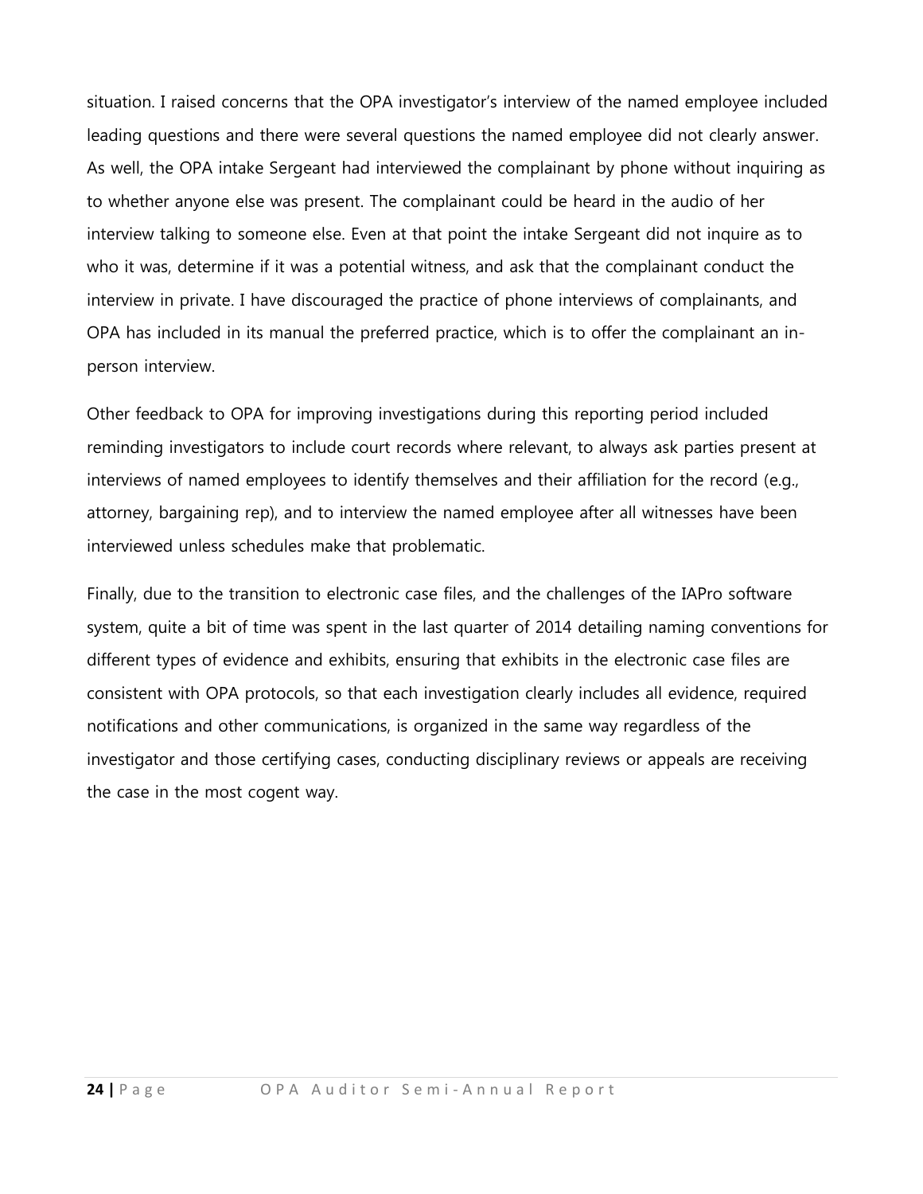situation. I raised concerns that the OPA investigator's interview of the named employee included leading questions and there were several questions the named employee did not clearly answer. As well, the OPA intake Sergeant had interviewed the complainant by phone without inquiring as to whether anyone else was present. The complainant could be heard in the audio of her interview talking to someone else. Even at that point the intake Sergeant did not inquire as to who it was, determine if it was a potential witness, and ask that the complainant conduct the interview in private. I have discouraged the practice of phone interviews of complainants, and OPA has included in its manual the preferred practice, which is to offer the complainant an in-person interview.

Other feedback to OPA for improving investigations during this reporting period included reminding investigators to include court records where relevant, to always ask parties present at interviews of named employees to identify themselves and their affiliation for the record (e.g., attorney, bargaining rep), and to interview the named employee after all witnesses have been interviewed unless schedules make that problematic.

Finally, due to the transition to electronic case files, and the challenges of the IAPro software system, quite a bit of time was spent in the last quarter of 2014 detailing naming conventions for different types of evidence and exhibits, ensuring that exhibits in the electronic case files are consistent with OPA protocols, so that each investigation clearly includes all evidence, required notifications and other communications, is organized in the same way regardless of the investigator and those certifying cases, conducting disciplinary reviews or appeals are receiving the case in the most cogent way.